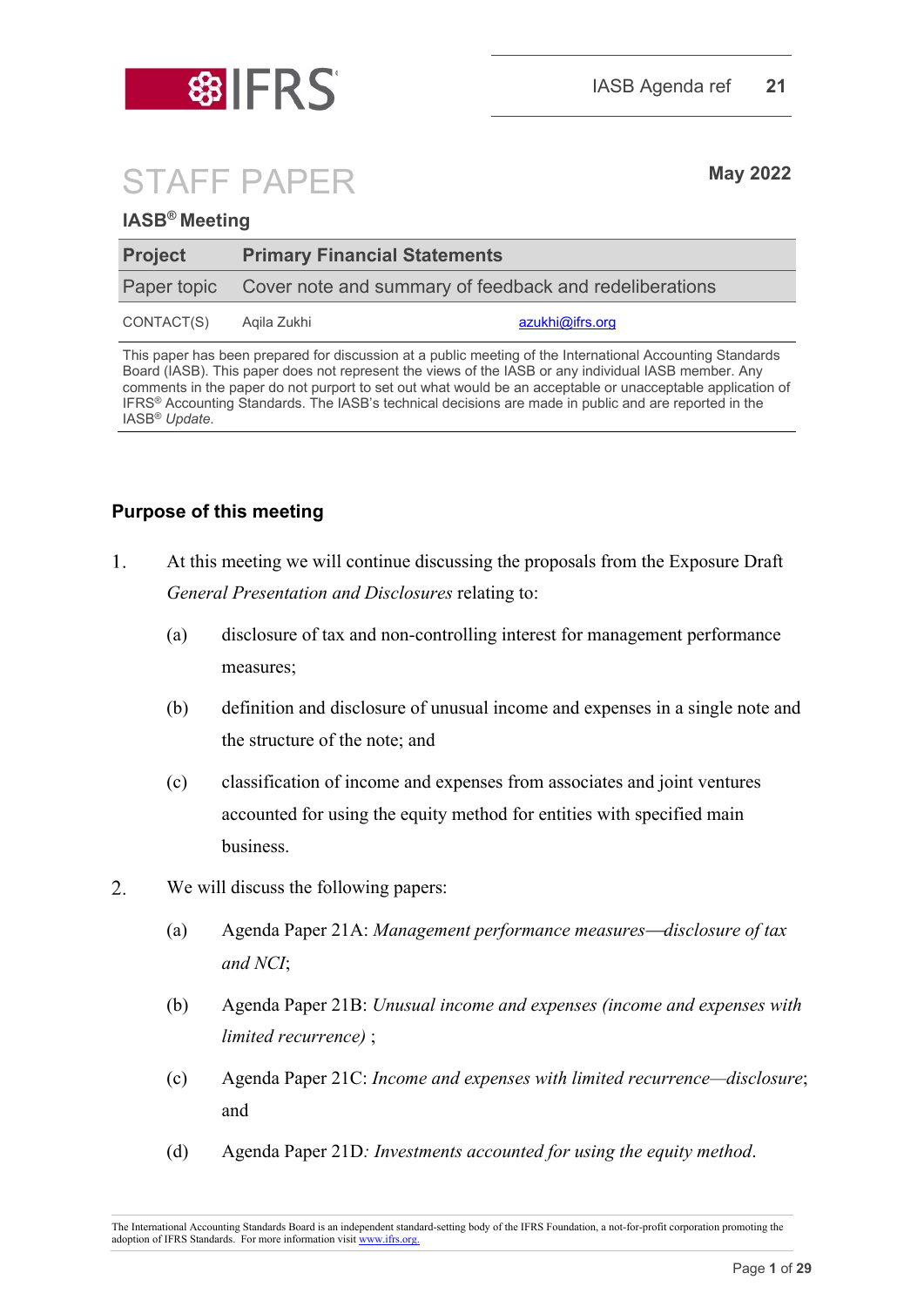IASB Agenda ref **21**

# STAFF PAPER

**May 2022**

**IASB® Meeting**

| **Project** | **Primary Financial Statements** |
| --- | --- |
| Paper topic | Cover note and summary of feedback and redeliberations |
| CONTACT(S) | Aqila Zukhi — azukhi@ifrs.org |

This paper has been prepared for discussion at a public meeting of the International Accounting Standards Board (IASB). This paper does not represent the views of the IASB or any individual IASB member. Any comments in the paper do not purport to set out what would be an acceptable or unacceptable application of IFRS® Accounting Standards. The IASB's technical decisions are made in public and are reported in the IASB® *Update*.

## Purpose of this meeting

1. At this meeting we will continue discussing the proposals from the Exposure Draft *General Presentation and Disclosures* relating to:
   (a) disclosure of tax and non-controlling interest for management performance measures;
   (b) definition and disclosure of unusual income and expenses in a single note and the structure of the note; and
   (c) classification of income and expenses from associates and joint ventures accounted for using the equity method for entities with specified main business.
2. We will discuss the following papers:
   (a) Agenda Paper 21A: *Management performance measures—disclosure of tax and NCI*;
   (b) Agenda Paper 21B: *Unusual income and expenses (income and expenses with limited recurrence)* ;
   (c) Agenda Paper 21C: *Income and expenses with limited recurrence—disclosure*; and
   (d) Agenda Paper 21D*: Investments accounted for using the equity method*.

The International Accounting Standards Board is an independent standard-setting body of the IFRS Foundation, a not-for-profit corporation promoting the adoption of IFRS Standards. For more information visit www.ifrs.org.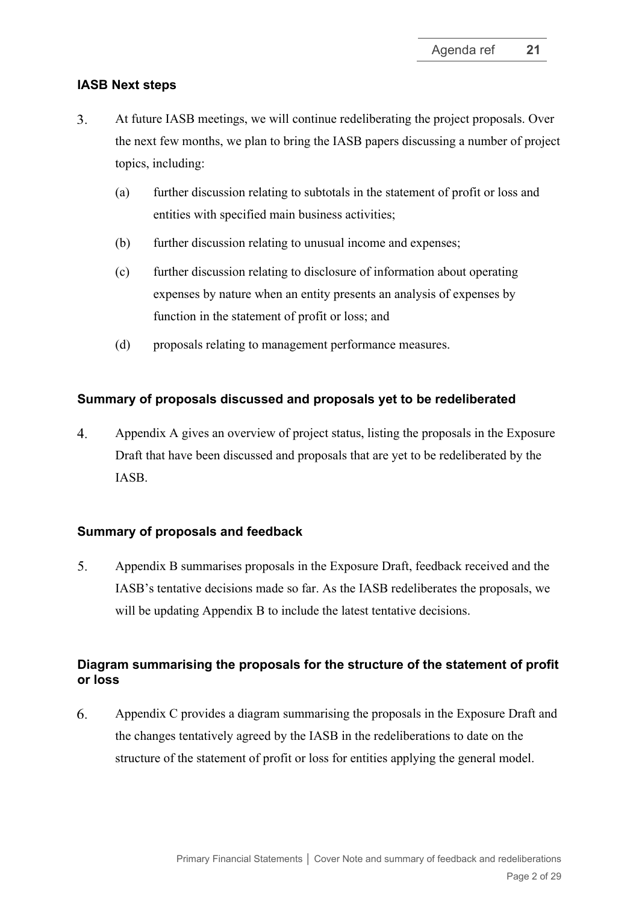### IASB Next steps

3. At future IASB meetings, we will continue redeliberating the project proposals. Over the next few months, we plan to bring the IASB papers discussing a number of project topics, including:

   (a) further discussion relating to subtotals in the statement of profit or loss and entities with specified main business activities;

   (b) further discussion relating to unusual income and expenses;

   (c) further discussion relating to disclosure of information about operating expenses by nature when an entity presents an analysis of expenses by function in the statement of profit or loss; and

   (d) proposals relating to management performance measures.

### Summary of proposals discussed and proposals yet to be redeliberated

4. Appendix A gives an overview of project status, listing the proposals in the Exposure Draft that have been discussed and proposals that are yet to be redeliberated by the IASB.

### Summary of proposals and feedback

5. Appendix B summarises proposals in the Exposure Draft, feedback received and the IASB's tentative decisions made so far. As the IASB redeliberates the proposals, we will be updating Appendix B to include the latest tentative decisions.

### Diagram summarising the proposals for the structure of the statement of profit or loss

6. Appendix C provides a diagram summarising the proposals in the Exposure Draft and the changes tentatively agreed by the IASB in the redeliberations to date on the structure of the statement of profit or loss for entities applying the general model.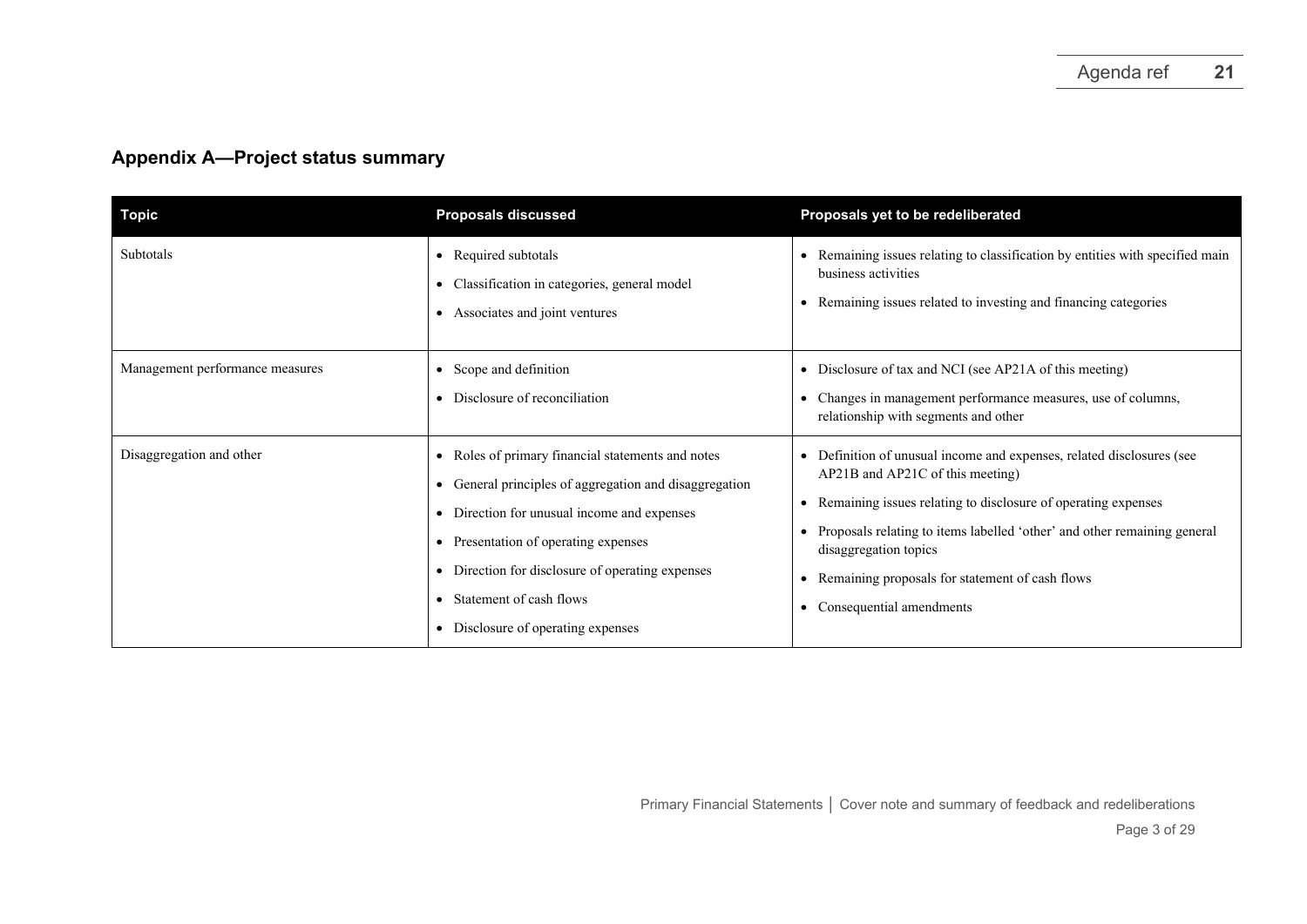## Appendix A—Project status summary

| Topic | Proposals discussed | Proposals yet to be redeliberated |
| --- | --- | --- |
| Subtotals | • Required subtotals<br>• Classification in categories, general model<br>• Associates and joint ventures | • Remaining issues relating to classification by entities with specified main business activities<br>• Remaining issues related to investing and financing categories |
| Management performance measures | • Scope and definition<br>• Disclosure of reconciliation | • Disclosure of tax and NCI (see AP21A of this meeting)<br>• Changes in management performance measures, use of columns, relationship with segments and other |
| Disaggregation and other | • Roles of primary financial statements and notes<br>• General principles of aggregation and disaggregation<br>• Direction for unusual income and expenses<br>• Presentation of operating expenses<br>• Direction for disclosure of operating expenses<br>• Statement of cash flows<br>• Disclosure of operating expenses | • Definition of unusual income and expenses, related disclosures (see AP21B and AP21C of this meeting)<br>• Remaining issues relating to disclosure of operating expenses<br>• Proposals relating to items labelled 'other' and other remaining general disaggregation topics<br>• Remaining proposals for statement of cash flows<br>• Consequential amendments |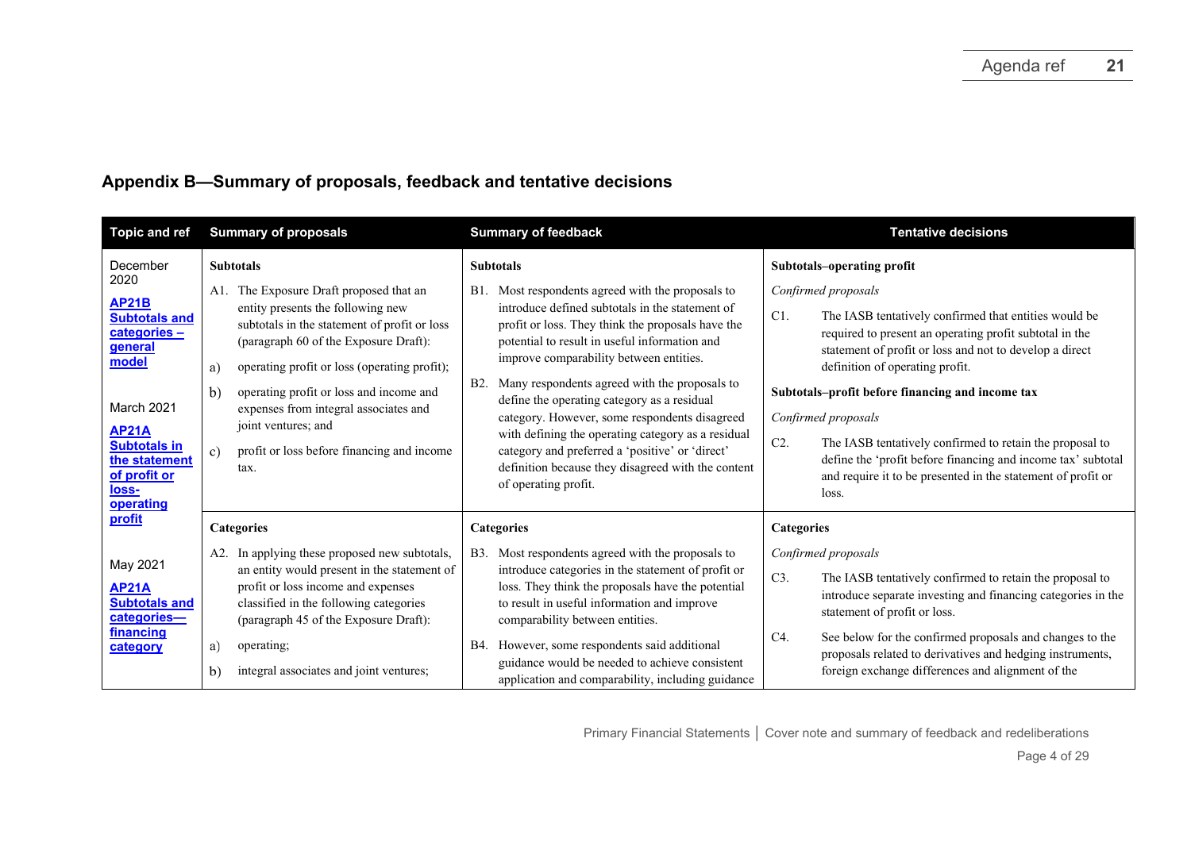## Appendix B—Summary of proposals, feedback and tentative decisions

| Topic and ref | Summary of proposals | Summary of feedback | Tentative decisions |
|---|---|---|---|
| December 2020<br><br>**AP21B Subtotals and categories – general model**<br><br>March 2021<br><br>**AP21A Subtotals in the statement of profit or loss-operating profit**<br><br>May 2021<br><br>**AP21A Subtotals and categories—financing category** | **Subtotals**<br><br>A1. The Exposure Draft proposed that an entity presents the following new subtotals in the statement of profit or loss (paragraph 60 of the Exposure Draft):<br><br>a) operating profit or loss (operating profit);<br><br>b) operating profit or loss and income and expenses from integral associates and joint ventures; and<br><br>c) profit or loss before financing and income tax. | **Subtotals**<br><br>B1. Most respondents agreed with the proposals to introduce defined subtotals in the statement of profit or loss. They think the proposals have the potential to result in useful information and improve comparability between entities.<br><br>B2. Many respondents agreed with the proposals to define the operating category as a residual category. However, some respondents disagreed with defining the operating category as a residual category and preferred a 'positive' or 'direct' definition because they disagreed with the content of operating profit. | **Subtotals–operating profit**<br><br>*Confirmed proposals*<br><br>C1. The IASB tentatively confirmed that entities would be required to present an operating profit subtotal in the statement of profit or loss and not to develop a direct definition of operating profit.<br><br>**Subtotals–profit before financing and income tax**<br><br>*Confirmed proposals*<br><br>C2. The IASB tentatively confirmed to retain the proposal to define the 'profit before financing and income tax' subtotal and require it to be presented in the statement of profit or loss. |
| | **Categories**<br><br>A2. In applying these proposed new subtotals, an entity would present in the statement of profit or loss income and expenses classified in the following categories (paragraph 45 of the Exposure Draft):<br><br>a) operating;<br><br>b) integral associates and joint ventures; | **Categories**<br><br>B3. Most respondents agreed with the proposals to introduce categories in the statement of profit or loss. They think the proposals have the potential to result in useful information and improve comparability between entities.<br><br>B4. However, some respondents said additional guidance would be needed to achieve consistent application and comparability, including guidance | **Categories**<br><br>*Confirmed proposals*<br><br>C3. The IASB tentatively confirmed to retain the proposal to introduce separate investing and financing categories in the statement of profit or loss.<br><br>C4. See below for the confirmed proposals and changes to the proposals related to derivatives and hedging instruments, foreign exchange differences and alignment of the |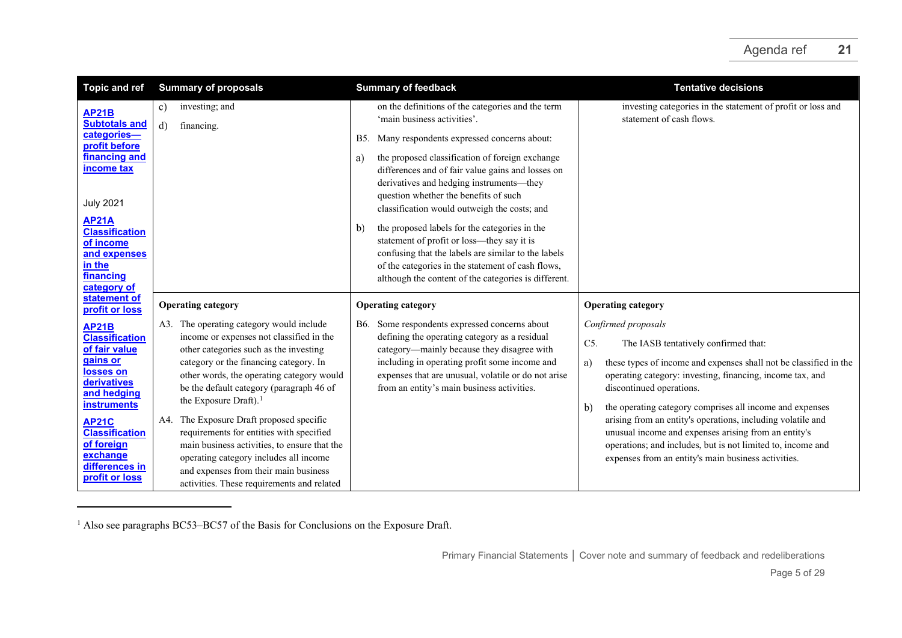| Topic and ref | Summary of proposals | Summary of feedback | Tentative decisions |
|---|---|---|---|
| **AP21B Subtotals and categories—profit before financing and income tax**<br><br>July 2021<br><br>**AP21A Classification of income and expenses in the financing category of statement of profit or loss**<br><br>**AP21B Classification of fair value gains or losses on derivatives and hedging instruments**<br><br>**AP21C Classification of foreign exchange differences in profit or loss** | c) investing; and<br><br>d) financing. | on the definitions of the categories and the term 'main business activities'.<br><br>B5. Many respondents expressed concerns about:<br><br>a) the proposed classification of foreign exchange differences and of fair value gains and losses on derivatives and hedging instruments—they question whether the benefits of such classification would outweigh the costs; and<br><br>b) the proposed labels for the categories in the statement of profit or loss—they say it is confusing that the labels are similar to the labels of the categories in the statement of cash flows, although the content of the categories is different. | investing categories in the statement of profit or loss and statement of cash flows. |
| | **Operating category**<br><br>A3. The operating category would include income or expenses not classified in the other categories such as the investing category or the financing category. In other words, the operating category would be the default category (paragraph 46 of the Exposure Draft).[1]<br><br>A4. The Exposure Draft proposed specific requirements for entities with specified main business activities, to ensure that the operating category includes all income and expenses from their main business activities. These requirements and related | **Operating category**<br><br>B6. Some respondents expressed concerns about defining the operating category as a residual category—mainly because they disagree with including in operating profit some income and expenses that are unusual, volatile or do not arise from an entity's main business activities. | **Operating category**<br><br>*Confirmed proposals*<br><br>C5. The IASB tentatively confirmed that:<br><br>a) these types of income and expenses shall not be classified in the operating category: investing, financing, income tax, and discontinued operations.<br><br>b) the operating category comprises all income and expenses arising from an entity's operations, including volatile and unusual income and expenses arising from an entity's operations; and includes, but is not limited to, income and expenses from an entity's main business activities. |

[1] Also see paragraphs BC53–BC57 of the Basis for Conclusions on the Exposure Draft.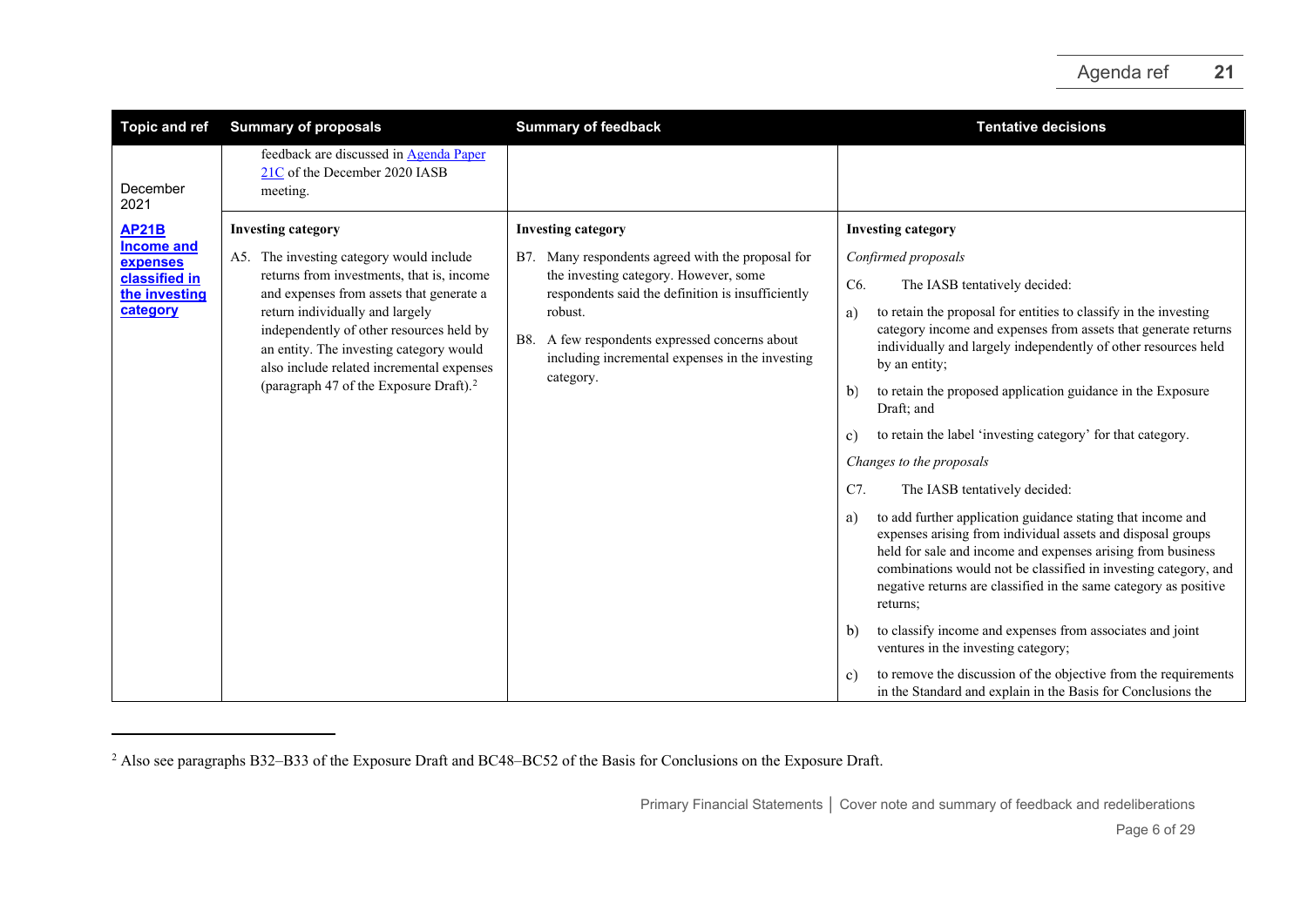| Topic and ref | Summary of proposals | Summary of feedback | Tentative decisions |
|---|---|---|---|
| December 2021 | feedback are discussed in Agenda Paper 21C of the December 2020 IASB meeting. | | |
| **AP21B Income and expenses classified in the investing category** | **Investing category**<br><br>A5. The investing category would include returns from investments, that is, income and expenses from assets that generate a return individually and largely independently of other resources held by an entity. The investing category would also include related incremental expenses (paragraph 47 of the Exposure Draft).[2] | **Investing category**<br><br>B7. Many respondents agreed with the proposal for the investing category. However, some respondents said the definition is insufficiently robust.<br><br>B8. A few respondents expressed concerns about including incremental expenses in the investing category. | **Investing category**<br><br>*Confirmed proposals*<br><br>C6. The IASB tentatively decided:<br><br>a) to retain the proposal for entities to classify in the investing category income and expenses from assets that generate returns individually and largely independently of other resources held by an entity;<br><br>b) to retain the proposed application guidance in the Exposure Draft; and<br><br>c) to retain the label 'investing category' for that category.<br><br>*Changes to the proposals*<br><br>C7. The IASB tentatively decided:<br><br>a) to add further application guidance stating that income and expenses arising from individual assets and disposal groups held for sale and income and expenses arising from business combinations would not be classified in investing category, and negative returns are classified in the same category as positive returns;<br><br>b) to classify income and expenses from associates and joint ventures in the investing category;<br><br>c) to remove the discussion of the objective from the requirements in the Standard and explain in the Basis for Conclusions the |

[2] Also see paragraphs B32–B33 of the Exposure Draft and BC48–BC52 of the Basis for Conclusions on the Exposure Draft.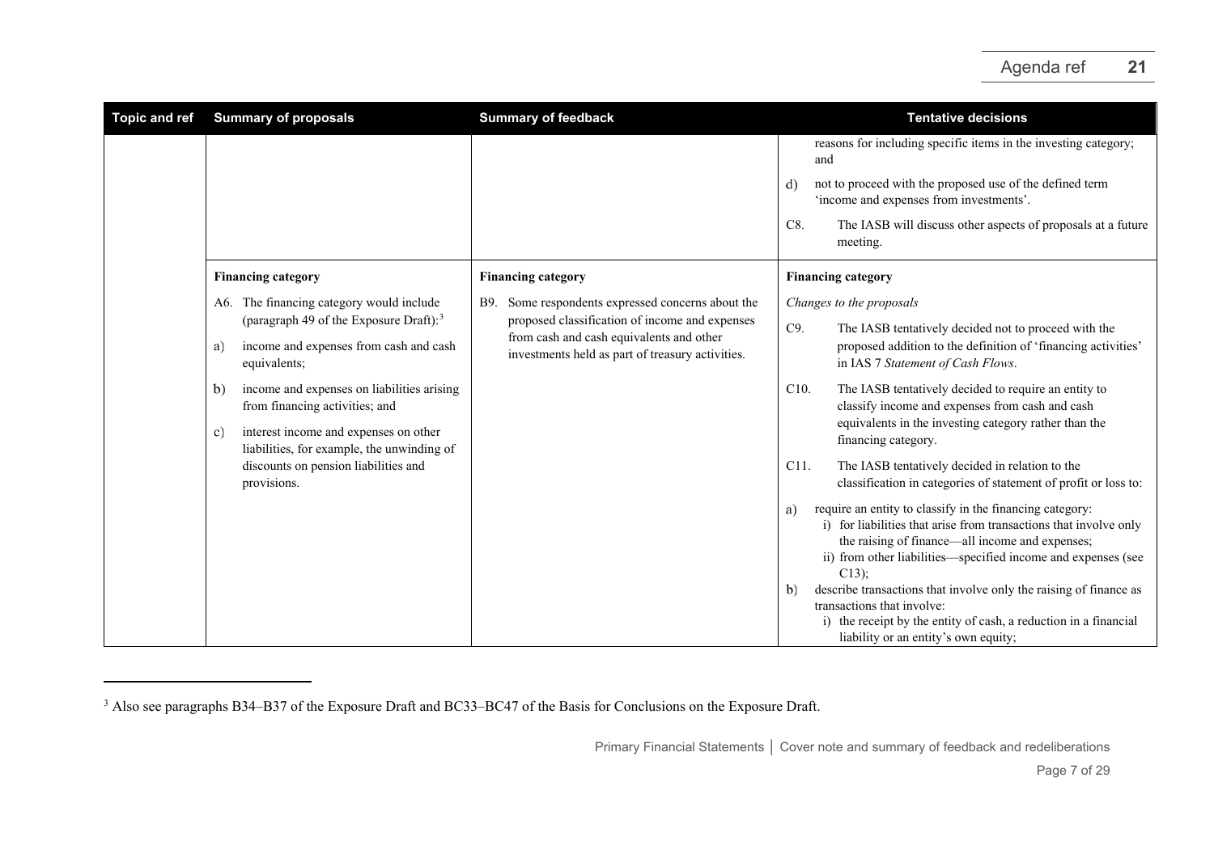| Topic and ref | Summary of proposals | Summary of feedback | Tentative decisions |
|---|---|---|---|
| | | | reasons for including specific items in the investing category; and<br><br>d) not to proceed with the proposed use of the defined term 'income and expenses from investments'.<br><br>C8. The IASB will discuss other aspects of proposals at a future meeting. |
| | **Financing category**<br><br>A6. The financing category would include (paragraph 49 of the Exposure Draft):[3]<br><br>a) income and expenses from cash and cash equivalents;<br><br>b) income and expenses on liabilities arising from financing activities; and<br><br>c) interest income and expenses on other liabilities, for example, the unwinding of discounts on pension liabilities and provisions. | **Financing category**<br><br>B9. Some respondents expressed concerns about the proposed classification of income and expenses from cash and cash equivalents and other investments held as part of treasury activities. | **Financing category**<br><br>*Changes to the proposals*<br><br>C9. The IASB tentatively decided not to proceed with the proposed addition to the definition of 'financing activities' in IAS 7 *Statement of Cash Flows*.<br><br>C10. The IASB tentatively decided to require an entity to classify income and expenses from cash and cash equivalents in the investing category rather than the financing category.<br><br>C11. The IASB tentatively decided in relation to the classification in categories of statement of profit or loss to:<br><br>a) require an entity to classify in the financing category:<br>i) for liabilities that arise from transactions that involve only the raising of finance—all income and expenses;<br>ii) from other liabilities—specified income and expenses (see C13);<br><br>b) describe transactions that involve only the raising of finance as transactions that involve:<br>i) the receipt by the entity of cash, a reduction in a financial liability or an entity's own equity; |

[3] Also see paragraphs B34–B37 of the Exposure Draft and BC33–BC47 of the Basis for Conclusions on the Exposure Draft.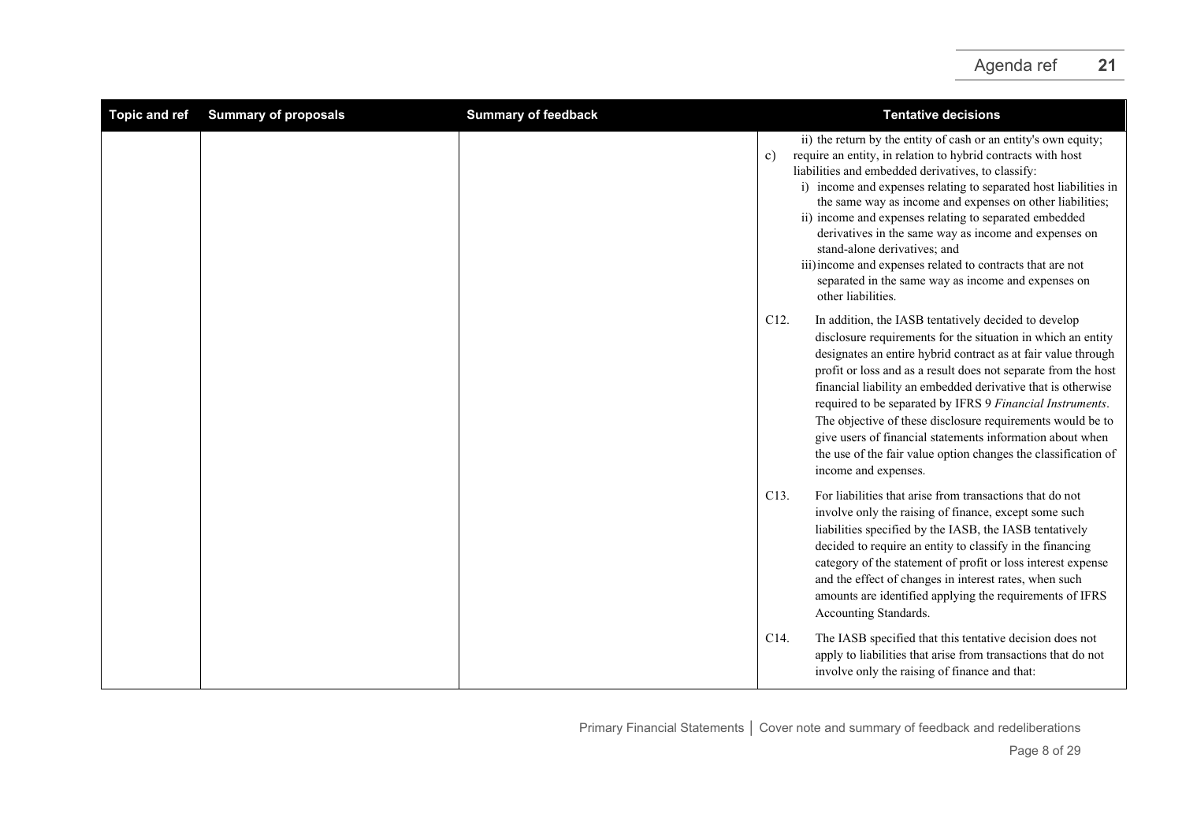| Topic and ref | Summary of proposals | Summary of feedback | Tentative decisions |
|---|---|---|---|
| | | | ii) the return by the entity of cash or an entity's own equity;<br>c) require an entity, in relation to hybrid contracts with host liabilities and embedded derivatives, to classify:<br>i) income and expenses relating to separated host liabilities in the same way as income and expenses on other liabilities;<br>ii) income and expenses relating to separated embedded derivatives in the same way as income and expenses on stand-alone derivatives; and<br>iii) income and expenses related to contracts that are not separated in the same way as income and expenses on other liabilities.<br><br>C12. In addition, the IASB tentatively decided to develop disclosure requirements for the situation in which an entity designates an entire hybrid contract as at fair value through profit or loss and as a result does not separate from the host financial liability an embedded derivative that is otherwise required to be separated by IFRS 9 *Financial Instruments*. The objective of these disclosure requirements would be to give users of financial statements information about when the use of the fair value option changes the classification of income and expenses.<br><br>C13. For liabilities that arise from transactions that do not involve only the raising of finance, except some such liabilities specified by the IASB, the IASB tentatively decided to require an entity to classify in the financing category of the statement of profit or loss interest expense and the effect of changes in interest rates, when such amounts are identified applying the requirements of IFRS Accounting Standards.<br><br>C14. The IASB specified that this tentative decision does not apply to liabilities that arise from transactions that do not involve only the raising of finance and that: |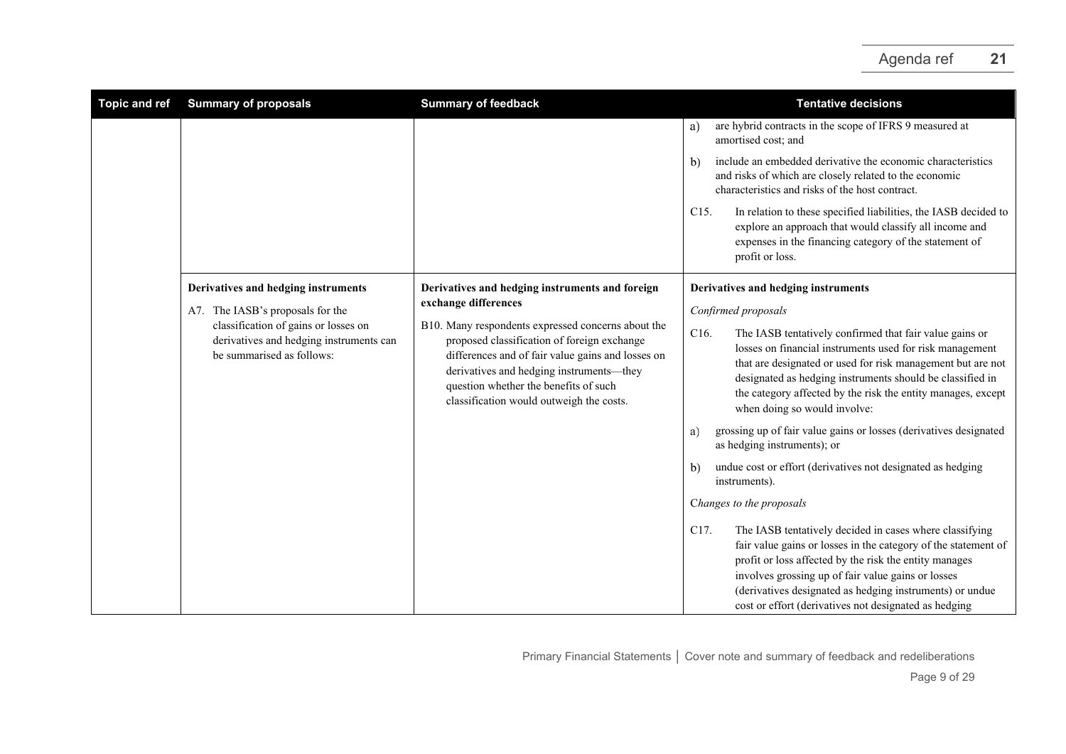| Topic and ref | Summary of proposals | Summary of feedback | Tentative decisions |
|---|---|---|---|
| | | | a) are hybrid contracts in the scope of IFRS 9 measured at amortised cost; and<br><br>b) include an embedded derivative the economic characteristics and risks of which are closely related to the economic characteristics and risks of the host contract.<br><br>C15. In relation to these specified liabilities, the IASB decided to explore an approach that would classify all income and expenses in the financing category of the statement of profit or loss. |
| | **Derivatives and hedging instruments**<br><br>A7. The IASB's proposals for the classification of gains or losses on derivatives and hedging instruments can be summarised as follows: | **Derivatives and hedging instruments and foreign exchange differences**<br><br>B10. Many respondents expressed concerns about the proposed classification of foreign exchange differences and of fair value gains and losses on derivatives and hedging instruments—they question whether the benefits of such classification would outweigh the costs. | **Derivatives and hedging instruments**<br><br>*Confirmed proposals*<br><br>C16. The IASB tentatively confirmed that fair value gains or losses on financial instruments used for risk management that are designated or used for risk management but are not designated as hedging instruments should be classified in the category affected by the risk the entity manages, except when doing so would involve:<br><br>a) grossing up of fair value gains or losses (derivatives designated as hedging instruments); or<br><br>b) undue cost or effort (derivatives not designated as hedging instruments).<br><br>*Changes to the proposals*<br><br>C17. The IASB tentatively decided in cases where classifying fair value gains or losses in the category of the statement of profit or loss affected by the risk the entity manages involves grossing up of fair value gains or losses (derivatives designated as hedging instruments) or undue cost or effort (derivatives not designated as hedging |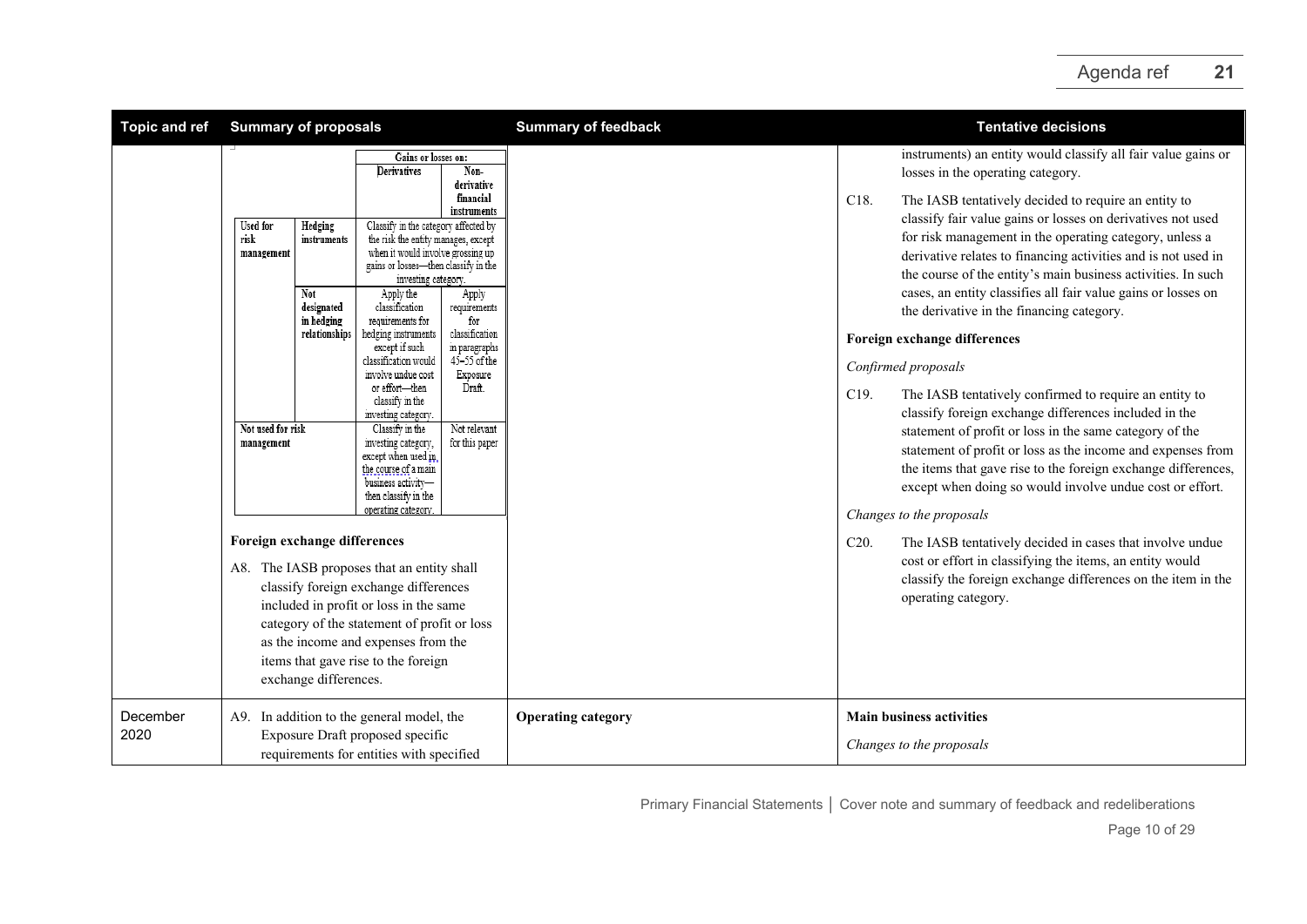| Topic and ref | Summary of proposals | Summary of feedback | Tentative decisions |
|---|---|---|---|
| | <table><tr><td></td><td></td><td colspan="2">Gains or losses on:</td></tr><tr><td></td><td></td><td>Derivatives</td><td>Non-derivative financial instruments</td></tr><tr><td>Used for risk management</td><td>Hedging instruments</td><td colspan="2">Classify in the category affected by the risk the entity manages, except when it would involve grossing up gains or losses—then classify in the investing category.</td></tr><tr><td></td><td>Not designated in hedging relationships</td><td>Apply the classification requirements for hedging instruments except if such classification would involve undue cost or effort—then classify in the investing category.</td><td>Apply requirements for classification in paragraphs 45–55 of the Exposure Draft.</td></tr><tr><td colspan="2">Not used for risk management</td><td>Classify in the investing category, except when used in the course of a main business activity—then classify in the operating category.</td><td>Not relevant for this paper</td></tr></table> **Foreign exchange differences** A8. The IASB proposes that an entity shall classify foreign exchange differences included in profit or loss in the same category of the statement of profit or loss as the income and expenses from the items that gave rise to the foreign exchange differences. | | instruments) an entity would classify all fair value gains or losses in the operating category. C18. The IASB tentatively decided to require an entity to classify fair value gains or losses on derivatives not used for risk management in the operating category, unless a derivative relates to financing activities and is not used in the course of the entity's main business activities. In such cases, an entity classifies all fair value gains or losses on the derivative in the financing category. **Foreign exchange differences** *Confirmed proposals* C19. The IASB tentatively confirmed to require an entity to classify foreign exchange differences included in the statement of profit or loss in the same category of the statement of profit or loss as the income and expenses from the items that gave rise to the foreign exchange differences, except when doing so would involve undue cost or effort. *Changes to the proposals* C20. The IASB tentatively decided in cases that involve undue cost or effort in classifying the items, an entity would classify the foreign exchange differences on the item in the operating category. |
| December 2020 | A9. In addition to the general model, the Exposure Draft proposed specific requirements for entities with specified | **Operating category** | **Main business activities** *Changes to the proposals* |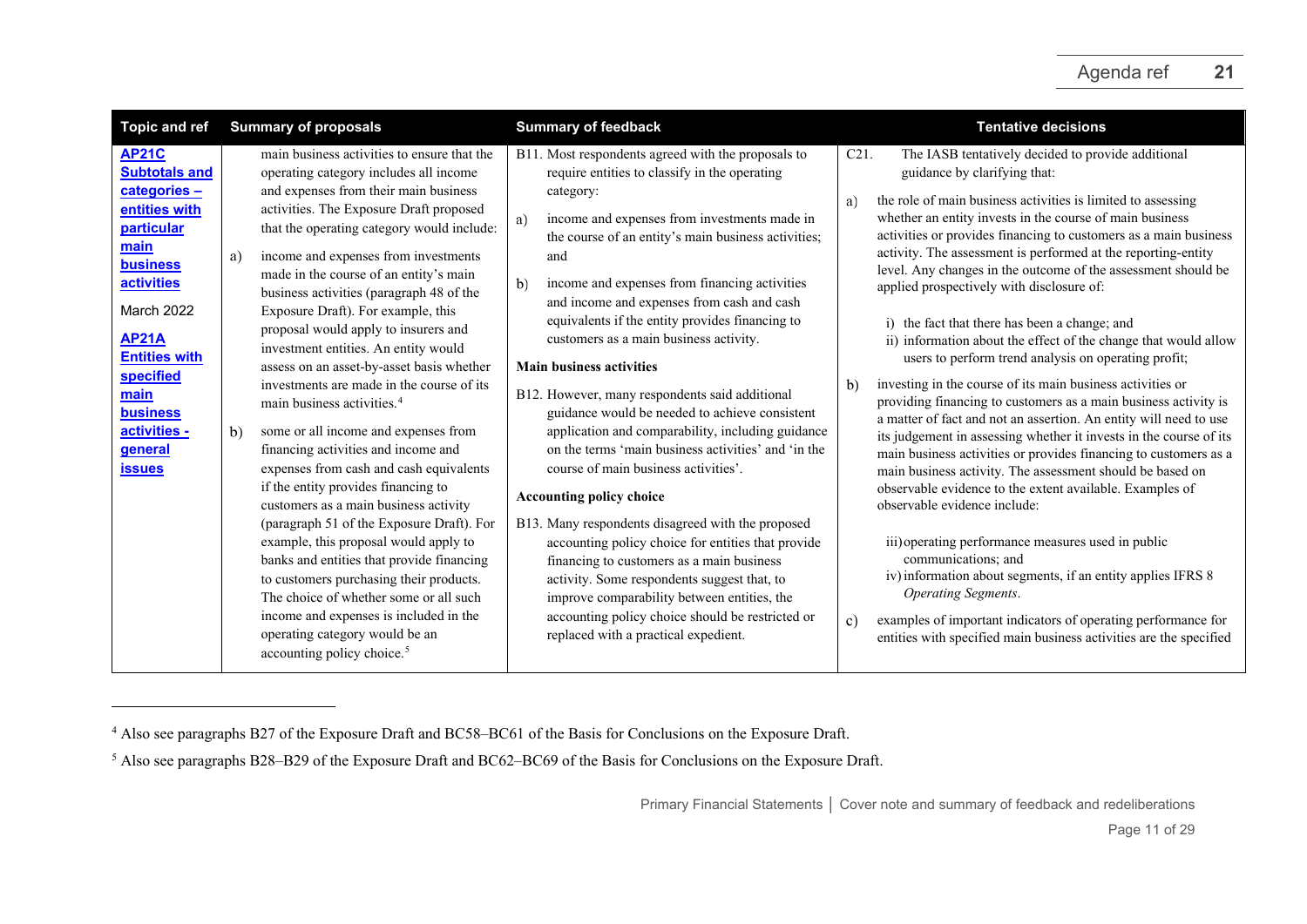| Topic and ref | Summary of proposals | Summary of feedback | Tentative decisions |
|---|---|---|---|
| **AP21C Subtotals and categories – entities with particular main business activities**<br><br>March 2022<br><br>**AP21A Entities with specified main business activities - general issues** | main business activities to ensure that the operating category includes all income and expenses from their main business activities. The Exposure Draft proposed that the operating category would include:<br><br>a) income and expenses from investments made in the course of an entity's main business activities (paragraph 48 of the Exposure Draft). For example, this proposal would apply to insurers and investment entities. An entity would assess on an asset-by-asset basis whether investments are made in the course of its main business activities.[4]<br><br>b) some or all income and expenses from financing activities and income and expenses from cash and cash equivalents if the entity provides financing to customers as a main business activity (paragraph 51 of the Exposure Draft). For example, this proposal would apply to banks and entities that provide financing to customers purchasing their products. The choice of whether some or all such income and expenses is included in the operating category would be an accounting policy choice.[5] | B11. Most respondents agreed with the proposals to require entities to classify in the operating category:<br><br>a) income and expenses from investments made in the course of an entity's main business activities; and<br><br>b) income and expenses from financing activities and income and expenses from cash and cash equivalents if the entity provides financing to customers as a main business activity.<br><br>**Main business activities**<br><br>B12. However, many respondents said additional guidance would be needed to achieve consistent application and comparability, including guidance on the terms 'main business activities' and 'in the course of main business activities'.<br><br>**Accounting policy choice**<br><br>B13. Many respondents disagreed with the proposed accounting policy choice for entities that provide financing to customers as a main business activity. Some respondents suggest that, to improve comparability between entities, the accounting policy choice should be restricted or replaced with a practical expedient. | C21. The IASB tentatively decided to provide additional guidance by clarifying that:<br><br>a) the role of main business activities is limited to assessing whether an entity invests in the course of main business activities or provides financing to customers as a main business activity. The assessment is performed at the reporting-entity level. Any changes in the outcome of the assessment should be applied prospectively with disclosure of:<br><br>i) the fact that there has been a change; and<br>ii) information about the effect of the change that would allow users to perform trend analysis on operating profit;<br><br>b) investing in the course of its main business activities or providing financing to customers as a main business activity is a matter of fact and not an assertion. An entity will need to use its judgement in assessing whether it invests in the course of its main business activities or provides financing to customers as a main business activity. The assessment should be based on observable evidence to the extent available. Examples of observable evidence include:<br><br>iii) operating performance measures used in public communications; and<br>iv) information about segments, if an entity applies IFRS 8 *Operating Segments*.<br><br>c) examples of important indicators of operating performance for entities with specified main business activities are the specified |

[4] Also see paragraphs B27 of the Exposure Draft and BC58–BC61 of the Basis for Conclusions on the Exposure Draft.

[5] Also see paragraphs B28–B29 of the Exposure Draft and BC62–BC69 of the Basis for Conclusions on the Exposure Draft.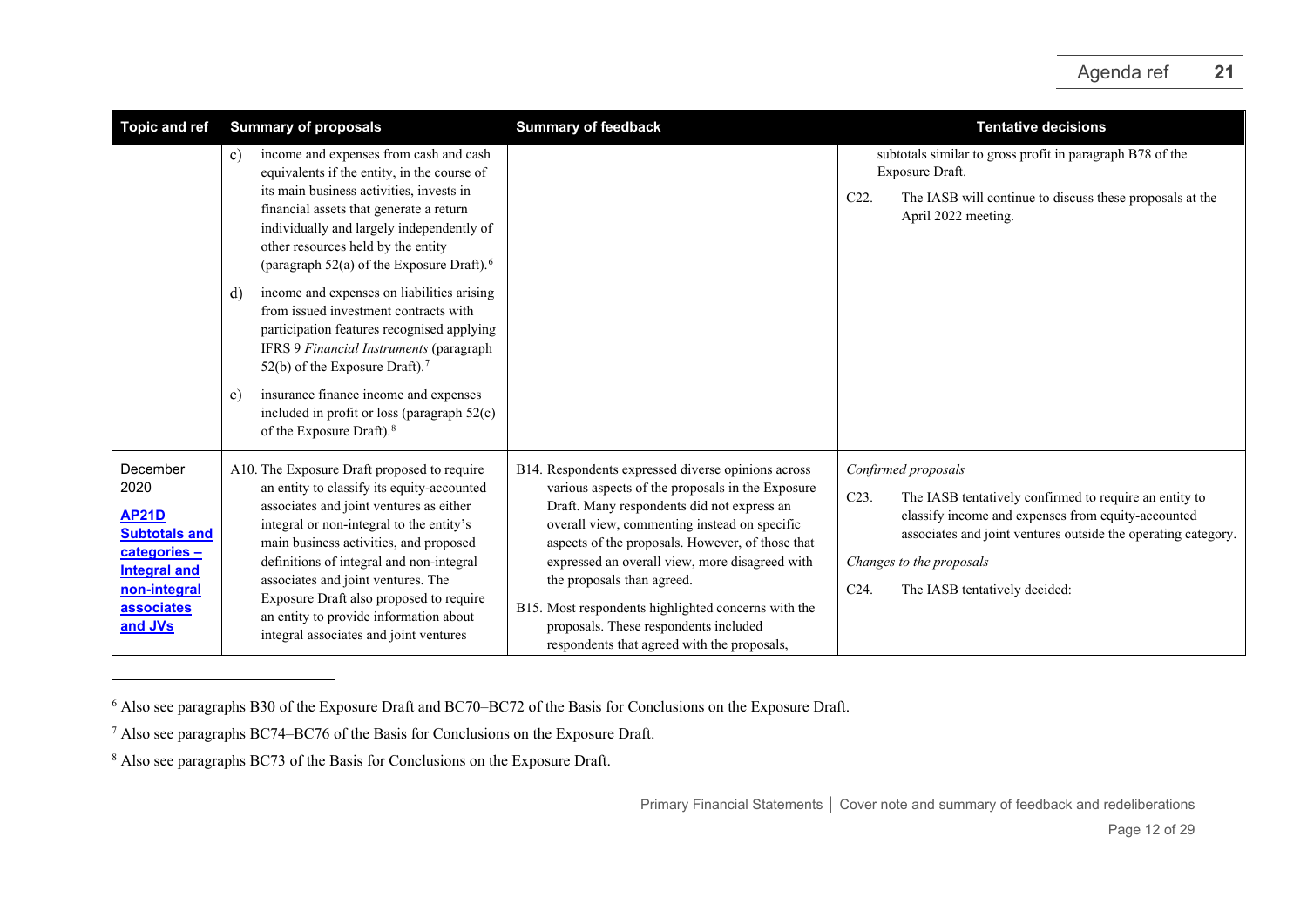| Topic and ref | Summary of proposals | Summary of feedback | Tentative decisions |
|---|---|---|---|
| | c) income and expenses from cash and cash equivalents if the entity, in the course of its main business activities, invests in financial assets that generate a return individually and largely independently of other resources held by the entity (paragraph 52(a) of the Exposure Draft).[6]<br><br>d) income and expenses on liabilities arising from issued investment contracts with participation features recognised applying IFRS 9 *Financial Instruments* (paragraph 52(b) of the Exposure Draft).[7]<br><br>e) insurance finance income and expenses included in profit or loss (paragraph 52(c) of the Exposure Draft).[8] | | subtotals similar to gross profit in paragraph B78 of the Exposure Draft.<br><br>C22. The IASB will continue to discuss these proposals at the April 2022 meeting. |
| December 2020<br><br>**AP21D Subtotals and categories – Integral and non-integral associates and JVs** | A10. The Exposure Draft proposed to require an entity to classify its equity-accounted associates and joint ventures as either integral or non-integral to the entity's main business activities, and proposed definitions of integral and non-integral associates and joint ventures. The Exposure Draft also proposed to require an entity to provide information about integral associates and joint ventures | B14. Respondents expressed diverse opinions across various aspects of the proposals in the Exposure Draft. Many respondents did not express an overall view, commenting instead on specific aspects of the proposals. However, of those that expressed an overall view, more disagreed with the proposals than agreed.<br><br>B15. Most respondents highlighted concerns with the proposals. These respondents included respondents that agreed with the proposals, | *Confirmed proposals*<br><br>C23. The IASB tentatively confirmed to require an entity to classify income and expenses from equity-accounted associates and joint ventures outside the operating category.<br><br>*Changes to the proposals*<br><br>C24. The IASB tentatively decided: |

[6] Also see paragraphs B30 of the Exposure Draft and BC70–BC72 of the Basis for Conclusions on the Exposure Draft.

[7] Also see paragraphs BC74–BC76 of the Basis for Conclusions on the Exposure Draft.

[8] Also see paragraphs BC73 of the Basis for Conclusions on the Exposure Draft.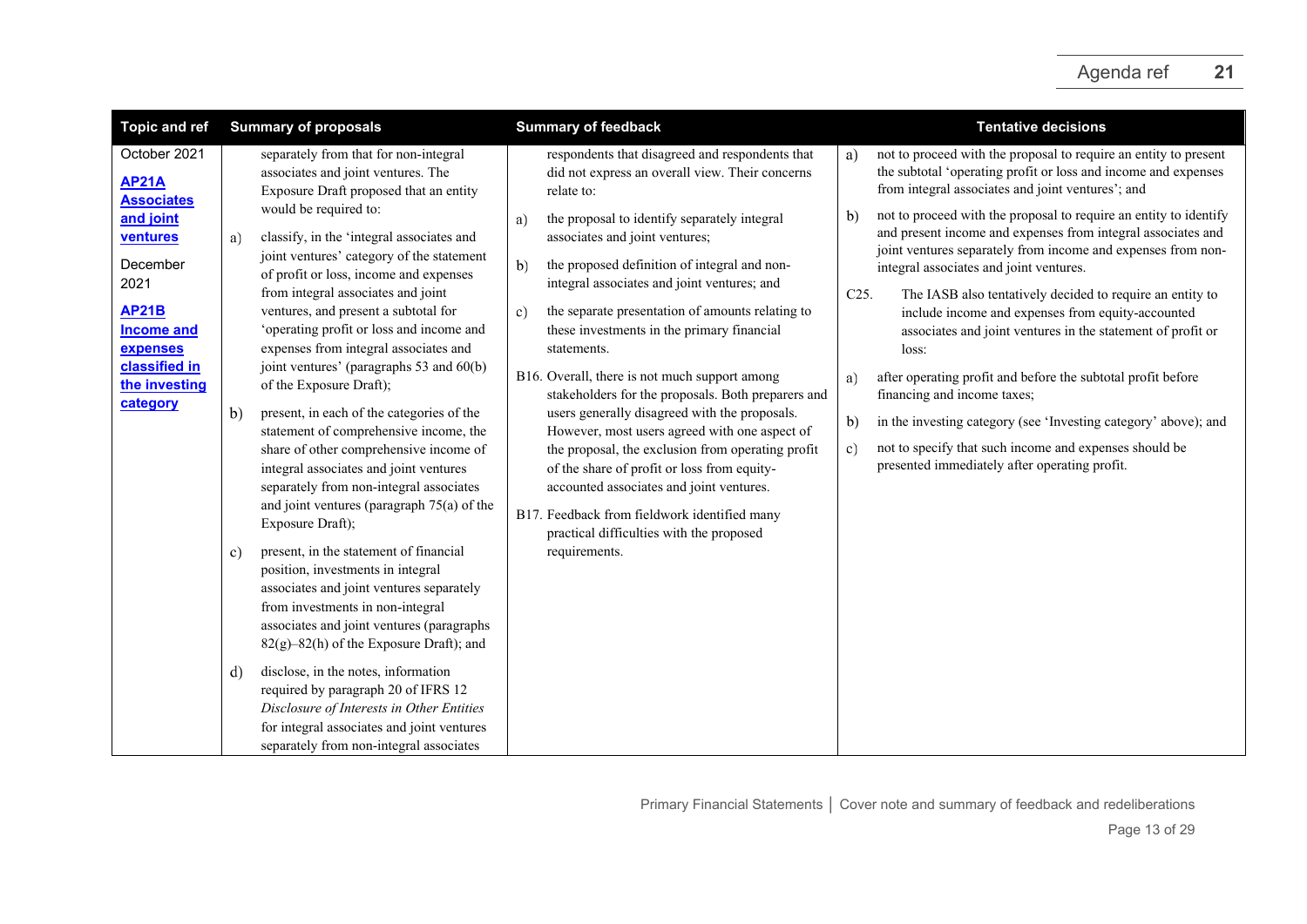| Topic and ref | Summary of proposals | Summary of feedback | Tentative decisions |
|---|---|---|---|
| October 2021<br><br>**AP21A Associates and joint ventures**<br><br>December 2021<br><br>**AP21B Income and expenses classified in the investing category** | separately from that for non-integral associates and joint ventures. The Exposure Draft proposed that an entity would be required to:<br><br>a) classify, in the 'integral associates and joint ventures' category of the statement of profit or loss, income and expenses from integral associates and joint ventures, and present a subtotal for 'operating profit or loss and income and expenses from integral associates and joint ventures' (paragraphs 53 and 60(b) of the Exposure Draft);<br><br>b) present, in each of the categories of the statement of comprehensive income, the share of other comprehensive income of integral associates and joint ventures separately from non-integral associates and joint ventures (paragraph 75(a) of the Exposure Draft);<br><br>c) present, in the statement of financial position, investments in integral associates and joint ventures separately from investments in non-integral associates and joint ventures (paragraphs 82(g)–82(h) of the Exposure Draft); and<br><br>d) disclose, in the notes, information required by paragraph 20 of IFRS 12 *Disclosure of Interests in Other Entities* for integral associates and joint ventures separately from non-integral associates | respondents that disagreed and respondents that did not express an overall view. Their concerns relate to:<br><br>a) the proposal to identify separately integral associates and joint ventures;<br><br>b) the proposed definition of integral and non-integral associates and joint ventures; and<br><br>c) the separate presentation of amounts relating to these investments in the primary financial statements.<br><br>B16. Overall, there is not much support among stakeholders for the proposals. Both preparers and users generally disagreed with the proposals. However, most users agreed with one aspect of the proposal, the exclusion from operating profit of the share of profit or loss from equity-accounted associates and joint ventures.<br><br>B17. Feedback from fieldwork identified many practical difficulties with the proposed requirements. | a) not to proceed with the proposal to require an entity to present the subtotal 'operating profit or loss and income and expenses from integral associates and joint ventures'; and<br><br>b) not to proceed with the proposal to require an entity to identify and present income and expenses from integral associates and joint ventures separately from income and expenses from non-integral associates and joint ventures.<br><br>C25. The IASB also tentatively decided to require an entity to include income and expenses from equity-accounted associates and joint ventures in the statement of profit or loss:<br><br>a) after operating profit and before the subtotal profit before financing and income taxes;<br><br>b) in the investing category (see 'Investing category' above); and<br><br>c) not to specify that such income and expenses should be presented immediately after operating profit. |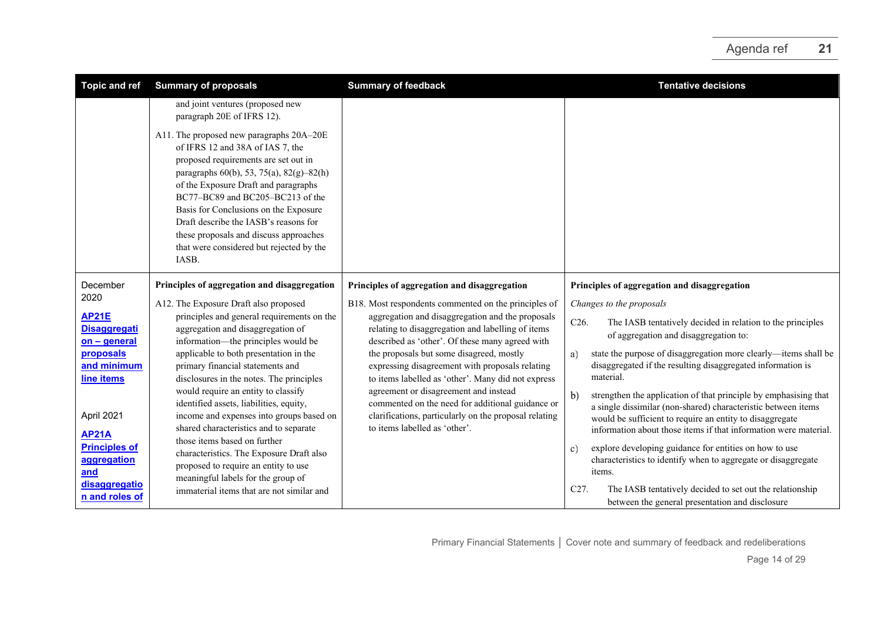| Topic and ref | Summary of proposals | Summary of feedback | Tentative decisions |
|---|---|---|---|
| | and joint ventures (proposed new paragraph 20E of IFRS 12).<br><br>A11. The proposed new paragraphs 20A–20E of IFRS 12 and 38A of IAS 7, the proposed requirements are set out in paragraphs 60(b), 53, 75(a), 82(g)–82(h) of the Exposure Draft and paragraphs BC77–BC89 and BC205–BC213 of the Basis for Conclusions on the Exposure Draft describe the IASB's reasons for these proposals and discuss approaches that were considered but rejected by the IASB. | | |
| December 2020<br><br>**AP21E Disaggregation – general proposals and minimum line items**<br><br>April 2021<br><br>**AP21A Principles of aggregation and disaggregation and roles of** | **Principles of aggregation and disaggregation**<br><br>A12. The Exposure Draft also proposed principles and general requirements on the aggregation and disaggregation of information—the principles would be applicable to both presentation in the primary financial statements and disclosures in the notes. The principles would require an entity to classify identified assets, liabilities, equity, income and expenses into groups based on shared characteristics and to separate those items based on further characteristics. The Exposure Draft also proposed to require an entity to use meaningful labels for the group of immaterial items that are not similar and | **Principles of aggregation and disaggregation**<br><br>B18. Most respondents commented on the principles of aggregation and disaggregation and the proposals relating to disaggregation and labelling of items described as 'other'. Of these many agreed with the proposals but some disagreed, mostly expressing disagreement with proposals relating to items labelled as 'other'. Many did not express agreement or disagreement and instead commented on the need for additional guidance or clarifications, particularly on the proposal relating to items labelled as 'other'. | **Principles of aggregation and disaggregation**<br><br>*Changes to the proposals*<br><br>C26. The IASB tentatively decided in relation to the principles of aggregation and disaggregation to:<br><br>a) state the purpose of disaggregation more clearly—items shall be disaggregated if the resulting disaggregated information is material.<br><br>b) strengthen the application of that principle by emphasising that a single dissimilar (non-shared) characteristic between items would be sufficient to require an entity to disaggregate information about those items if that information were material.<br><br>c) explore developing guidance for entities on how to use characteristics to identify when to aggregate or disaggregate items.<br><br>C27. The IASB tentatively decided to set out the relationship between the general presentation and disclosure |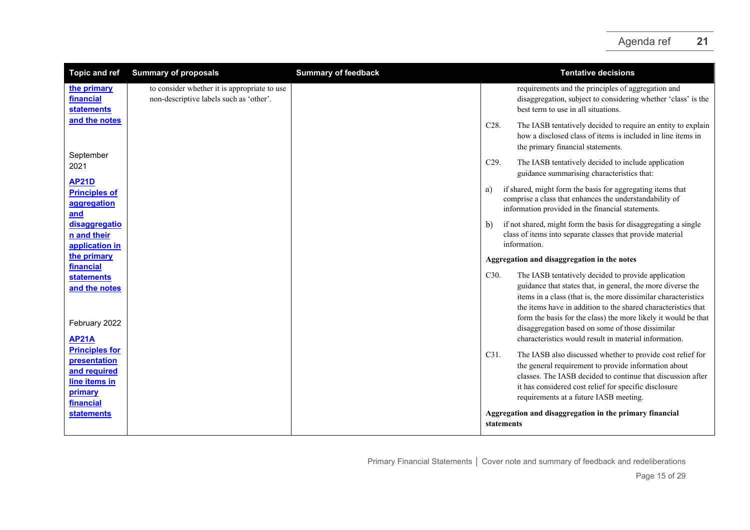| Topic and ref | Summary of proposals | Summary of feedback | Tentative decisions |
|---|---|---|---|
| **the primary financial statements and the notes**<br><br>September 2021<br><br>**AP21D Principles of aggregation and disaggregation and their application in the primary financial statements and the notes**<br><br>February 2022<br><br>**AP21A Principles for presentation and required line items in primary financial statements** | to consider whether it is appropriate to use non-descriptive labels such as 'other'. | | requirements and the principles of aggregation and disaggregation, subject to considering whether 'class' is the best term to use in all situations.<br><br>C28. The IASB tentatively decided to require an entity to explain how a disclosed class of items is included in line items in the primary financial statements.<br><br>C29. The IASB tentatively decided to include application guidance summarising characteristics that:<br><br>a) if shared, might form the basis for aggregating items that comprise a class that enhances the understandability of information provided in the financial statements.<br><br>b) if not shared, might form the basis for disaggregating a single class of items into separate classes that provide material information.<br><br>**Aggregation and disaggregation in the notes**<br><br>C30. The IASB tentatively decided to provide application guidance that states that, in general, the more diverse the items in a class (that is, the more dissimilar characteristics the items have in addition to the shared characteristics that form the basis for the class) the more likely it would be that disaggregation based on some of those dissimilar characteristics would result in material information.<br><br>C31. The IASB also discussed whether to provide cost relief for the general requirement to provide information about classes. The IASB decided to continue that discussion after it has considered cost relief for specific disclosure requirements at a future IASB meeting.<br><br>**Aggregation and disaggregation in the primary financial statements** |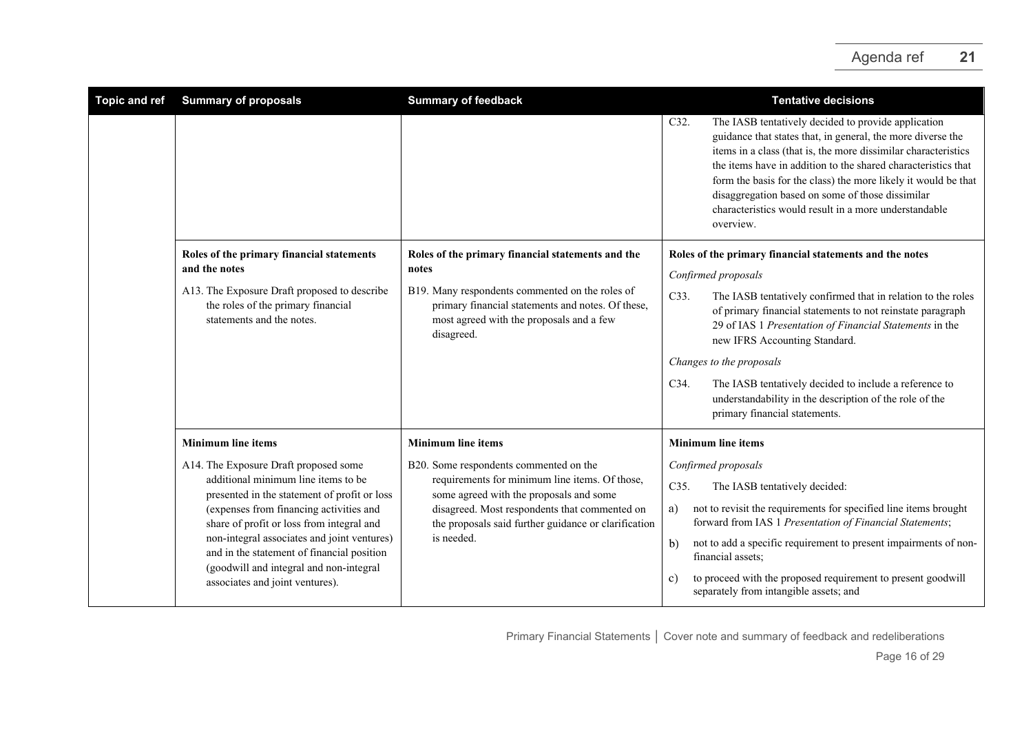| Topic and ref | Summary of proposals | Summary of feedback | Tentative decisions |
|---|---|---|---|
| | | | C32. The IASB tentatively decided to provide application guidance that states that, in general, the more diverse the items in a class (that is, the more dissimilar characteristics the items have in addition to the shared characteristics that form the basis for the class) the more likely it would be that disaggregation based on some of those dissimilar characteristics would result in a more understandable overview. |
| | **Roles of the primary financial statements and the notes**<br><br>A13. The Exposure Draft proposed to describe the roles of the primary financial statements and the notes. | **Roles of the primary financial statements and the notes**<br><br>B19. Many respondents commented on the roles of primary financial statements and notes. Of these, most agreed with the proposals and a few disagreed. | **Roles of the primary financial statements and the notes**<br><br>*Confirmed proposals*<br><br>C33. The IASB tentatively confirmed that in relation to the roles of primary financial statements to not reinstate paragraph 29 of IAS 1 *Presentation of Financial Statements* in the new IFRS Accounting Standard.<br><br>*Changes to the proposals*<br><br>C34. The IASB tentatively decided to include a reference to understandability in the description of the role of the primary financial statements. |
| | **Minimum line items**<br><br>A14. The Exposure Draft proposed some additional minimum line items to be presented in the statement of profit or loss (expenses from financing activities and share of profit or loss from integral and non-integral associates and joint ventures) and in the statement of financial position (goodwill and integral and non-integral associates and joint ventures). | **Minimum line items**<br><br>B20. Some respondents commented on the requirements for minimum line items. Of those, some agreed with the proposals and some disagreed. Most respondents that commented on the proposals said further guidance or clarification is needed. | **Minimum line items**<br><br>*Confirmed proposals*<br><br>C35. The IASB tentatively decided:<br><br>a) not to revisit the requirements for specified line items brought forward from IAS 1 *Presentation of Financial Statements*;<br><br>b) not to add a specific requirement to present impairments of non-financial assets;<br><br>c) to proceed with the proposed requirement to present goodwill separately from intangible assets; and |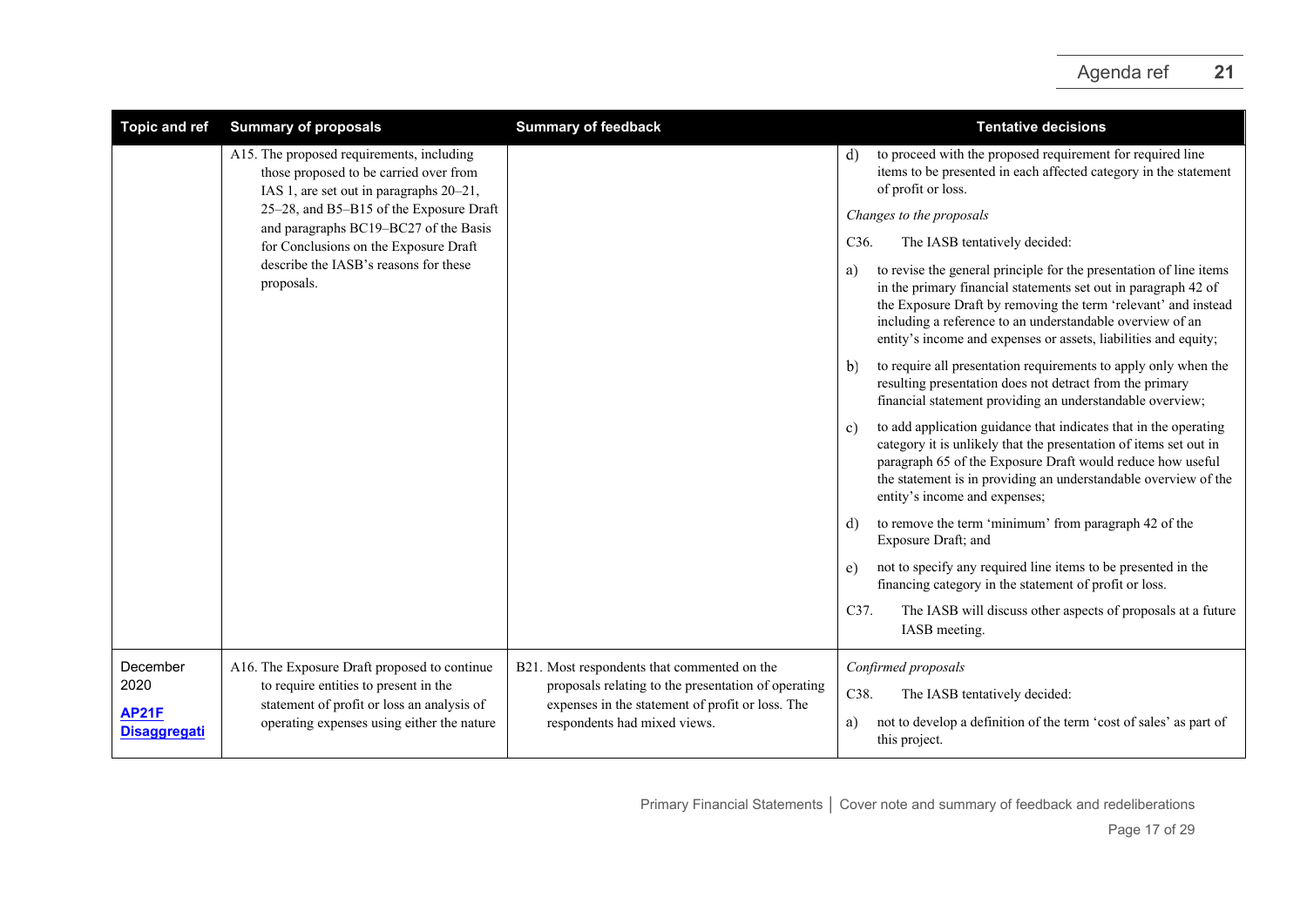| Topic and ref | Summary of proposals | Summary of feedback | Tentative decisions |
|---|---|---|---|
| | A15. The proposed requirements, including those proposed to be carried over from IAS 1, are set out in paragraphs 20–21, 25–28, and B5–B15 of the Exposure Draft and paragraphs BC19–BC27 of the Basis for Conclusions on the Exposure Draft describe the IASB's reasons for these proposals. | | d) to proceed with the proposed requirement for required line items to be presented in each affected category in the statement of profit or loss.<br><br>*Changes to the proposals*<br><br>C36. The IASB tentatively decided:<br><br>a) to revise the general principle for the presentation of line items in the primary financial statements set out in paragraph 42 of the Exposure Draft by removing the term 'relevant' and instead including a reference to an understandable overview of an entity's income and expenses or assets, liabilities and equity;<br><br>b) to require all presentation requirements to apply only when the resulting presentation does not detract from the primary financial statement providing an understandable overview;<br><br>c) to add application guidance that indicates that in the operating category it is unlikely that the presentation of items set out in paragraph 65 of the Exposure Draft would reduce how useful the statement is in providing an understandable overview of the entity's income and expenses;<br><br>d) to remove the term 'minimum' from paragraph 42 of the Exposure Draft; and<br><br>e) not to specify any required line items to be presented in the financing category in the statement of profit or loss.<br><br>C37. The IASB will discuss other aspects of proposals at a future IASB meeting. |
| December 2020<br><br>**AP21F Disaggregati** | A16. The Exposure Draft proposed to continue to require entities to present in the statement of profit or loss an analysis of operating expenses using either the nature | B21. Most respondents that commented on the proposals relating to the presentation of operating expenses in the statement of profit or loss. The respondents had mixed views. | *Confirmed proposals*<br><br>C38. The IASB tentatively decided:<br><br>a) not to develop a definition of the term 'cost of sales' as part of this project. |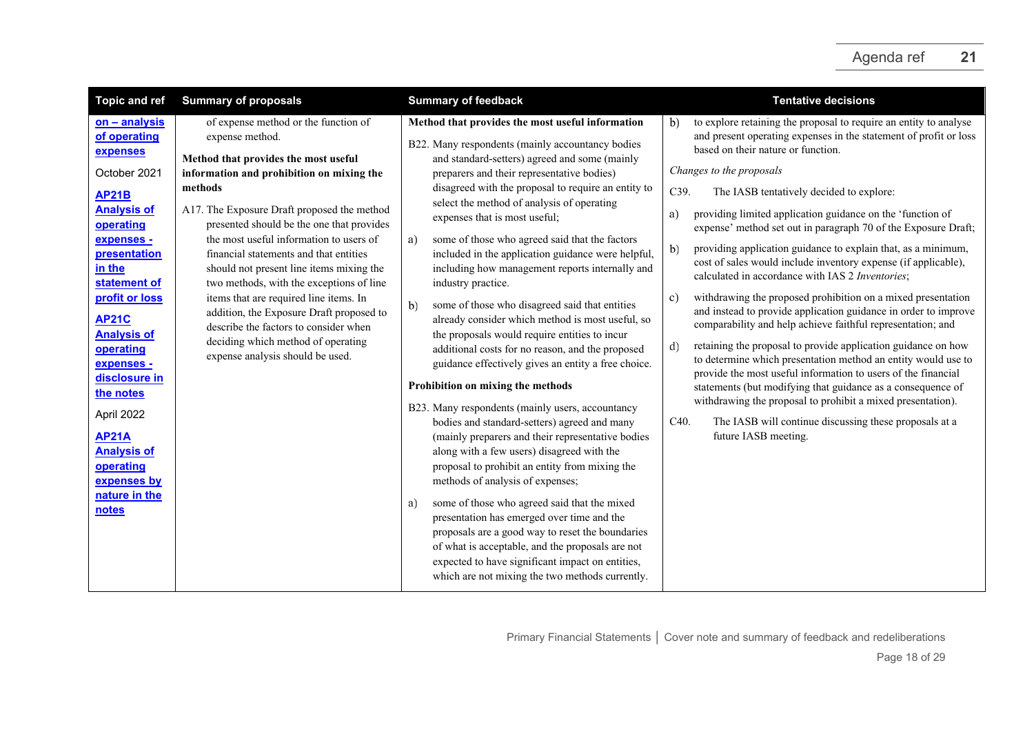| Topic and ref | Summary of proposals | Summary of feedback | Tentative decisions |
|---|---|---|---|
| **on – analysis of operating expenses**<br><br>October 2021<br><br>**AP21B Analysis of operating expenses - presentation in the statement of profit or loss**<br><br>**AP21C Analysis of operating expenses - disclosure in the notes**<br><br>April 2022<br><br>**AP21A Analysis of operating expenses by nature in the notes** | of expense method or the function of expense method.<br><br>**Method that provides the most useful information and prohibition on mixing the methods**<br><br>A17. The Exposure Draft proposed the method presented should be the one that provides the most useful information to users of financial statements and that entities should not present line items mixing the two methods, with the exceptions of line items that are required line items. In addition, the Exposure Draft proposed to describe the factors to consider when deciding which method of operating expense analysis should be used. | **Method that provides the most useful information**<br><br>B22. Many respondents (mainly accountancy bodies and standard-setters) agreed and some (mainly preparers and their representative bodies) disagreed with the proposal to require an entity to select the method of analysis of operating expenses that is most useful;<br><br>a) some of those who agreed said that the factors included in the application guidance were helpful, including how management reports internally and industry practice.<br><br>b) some of those who disagreed said that entities already consider which method is most useful, so the proposals would require entities to incur additional costs for no reason, and the proposed guidance effectively gives an entity a free choice.<br><br>**Prohibition on mixing the methods**<br><br>B23. Many respondents (mainly users, accountancy bodies and standard-setters) agreed and many (mainly preparers and their representative bodies along with a few users) disagreed with the proposal to prohibit an entity from mixing the methods of analysis of expenses;<br><br>a) some of those who agreed said that the mixed presentation has emerged over time and the proposals are a good way to reset the boundaries of what is acceptable, and the proposals are not expected to have significant impact on entities, which are not mixing the two methods currently. | b) to explore retaining the proposal to require an entity to analyse and present operating expenses in the statement of profit or loss based on their nature or function.<br><br>*Changes to the proposals*<br><br>C39. The IASB tentatively decided to explore:<br><br>a) providing limited application guidance on the 'function of expense' method set out in paragraph 70 of the Exposure Draft;<br><br>b) providing application guidance to explain that, as a minimum, cost of sales would include inventory expense (if applicable), calculated in accordance with IAS 2 *Inventories*;<br><br>c) withdrawing the proposed prohibition on a mixed presentation and instead to provide application guidance in order to improve comparability and help achieve faithful representation; and<br><br>d) retaining the proposal to provide application guidance on how to determine which presentation method an entity would use to provide the most useful information to users of the financial statements (but modifying that guidance as a consequence of withdrawing the proposal to prohibit a mixed presentation).<br><br>C40. The IASB will continue discussing these proposals at a future IASB meeting. |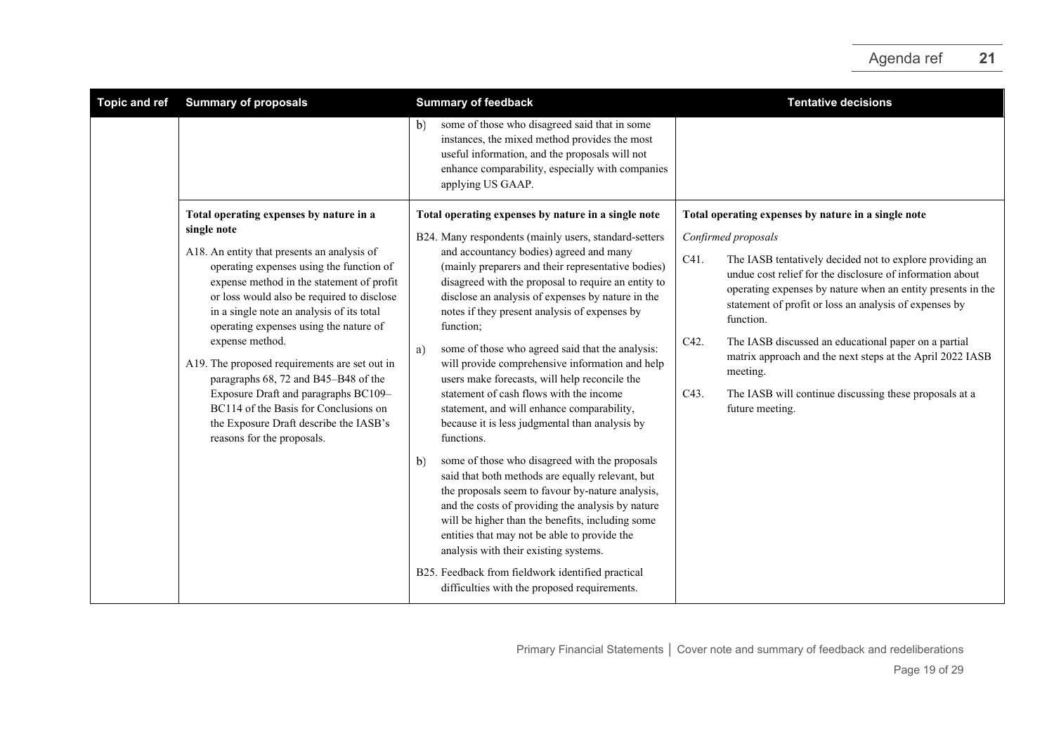| Topic and ref | Summary of proposals | Summary of feedback | Tentative decisions |
|---|---|---|---|
| | | b) some of those who disagreed said that in some instances, the mixed method provides the most useful information, and the proposals will not enhance comparability, especially with companies applying US GAAP. | |
| | **Total operating expenses by nature in a single note**<br><br>A18. An entity that presents an analysis of operating expenses using the function of expense method in the statement of profit or loss would also be required to disclose in a single note an analysis of its total operating expenses using the nature of expense method.<br><br>A19. The proposed requirements are set out in paragraphs 68, 72 and B45–B48 of the Exposure Draft and paragraphs BC109–BC114 of the Basis for Conclusions on the Exposure Draft describe the IASB's reasons for the proposals. | **Total operating expenses by nature in a single note**<br><br>B24. Many respondents (mainly users, standard-setters and accountancy bodies) agreed and many (mainly preparers and their representative bodies) disagreed with the proposal to require an entity to disclose an analysis of expenses by nature in the notes if they present analysis of expenses by function;<br><br>a) some of those who agreed said that the analysis: will provide comprehensive information and help users make forecasts, will help reconcile the statement of cash flows with the income statement, and will enhance comparability, because it is less judgmental than analysis by functions.<br><br>b) some of those who disagreed with the proposals said that both methods are equally relevant, but the proposals seem to favour by-nature analysis, and the costs of providing the analysis by nature will be higher than the benefits, including some entities that may not be able to provide the analysis with their existing systems.<br><br>B25. Feedback from fieldwork identified practical difficulties with the proposed requirements. | **Total operating expenses by nature in a single note**<br><br>*Confirmed proposals*<br><br>C41. The IASB tentatively decided not to explore providing an undue cost relief for the disclosure of information about operating expenses by nature when an entity presents in the statement of profit or loss an analysis of expenses by function.<br><br>C42. The IASB discussed an educational paper on a partial matrix approach and the next steps at the April 2022 IASB meeting.<br><br>C43. The IASB will continue discussing these proposals at a future meeting. |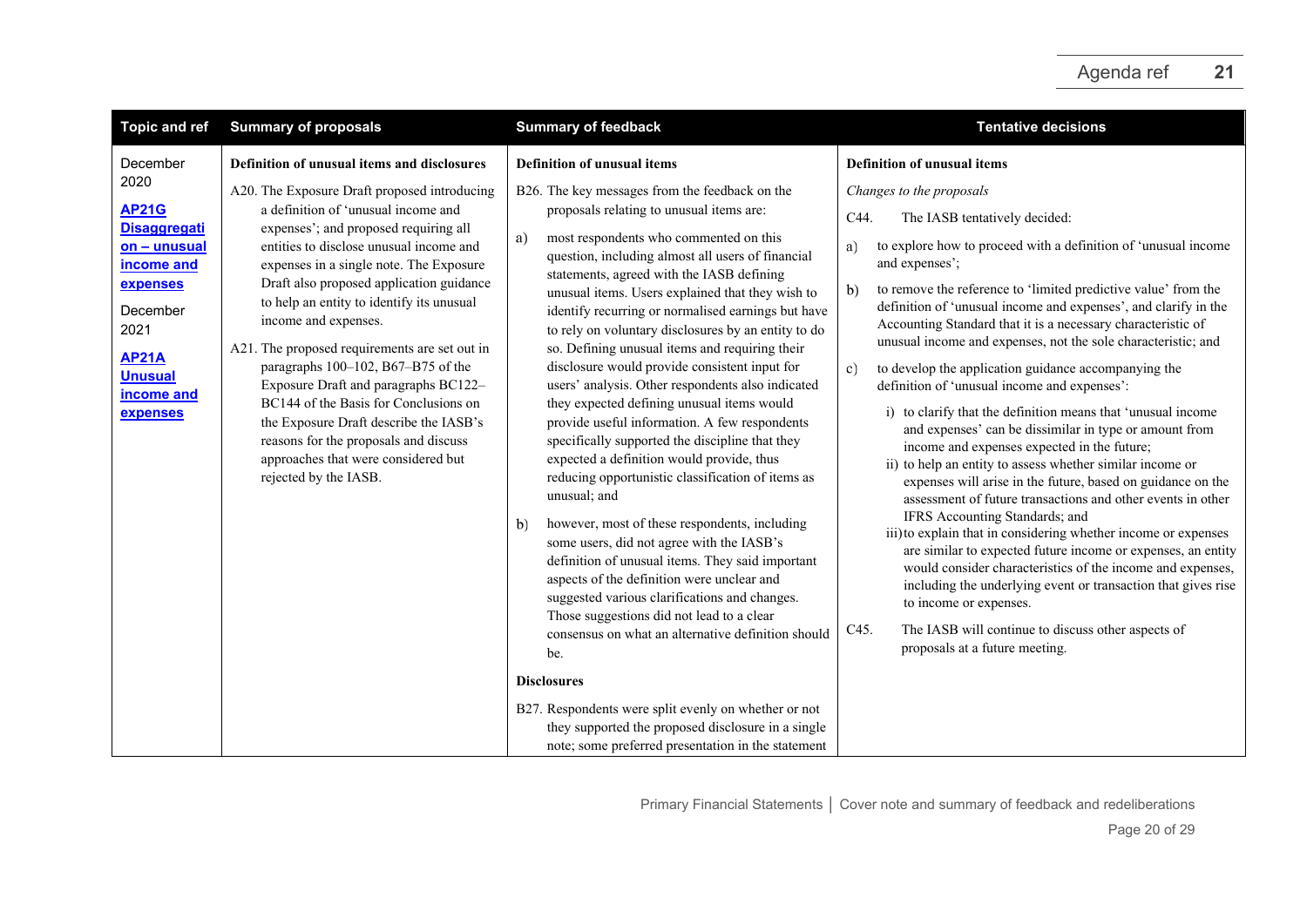| Topic and ref | Summary of proposals | Summary of feedback | Tentative decisions |
|---|---|---|---|
| December 2020<br><br>**AP21G Disaggregation – unusual income and expenses**<br><br>December 2021<br><br>**AP21A Unusual income and expenses** | **Definition of unusual items and disclosures**<br><br>A20. The Exposure Draft proposed introducing a definition of 'unusual income and expenses'; and proposed requiring all entities to disclose unusual income and expenses in a single note. The Exposure Draft also proposed application guidance to help an entity to identify its unusual income and expenses.<br><br>A21. The proposed requirements are set out in paragraphs 100–102, B67–B75 of the Exposure Draft and paragraphs BC122–BC144 of the Basis for Conclusions on the Exposure Draft describe the IASB's reasons for the proposals and discuss approaches that were considered but rejected by the IASB. | **Definition of unusual items**<br><br>B26. The key messages from the feedback on the proposals relating to unusual items are:<br><br>a) most respondents who commented on this question, including almost all users of financial statements, agreed with the IASB defining unusual items. Users explained that they wish to identify recurring or normalised earnings but have to rely on voluntary disclosures by an entity to do so. Defining unusual items and requiring their disclosure would provide consistent input for users' analysis. Other respondents also indicated they expected defining unusual items would provide useful information. A few respondents specifically supported the discipline that they expected a definition would provide, thus reducing opportunistic classification of items as unusual; and<br><br>b) however, most of these respondents, including some users, did not agree with the IASB's definition of unusual items. They said important aspects of the definition were unclear and suggested various clarifications and changes. Those suggestions did not lead to a clear consensus on what an alternative definition should be.<br><br>**Disclosures**<br><br>B27. Respondents were split evenly on whether or not they supported the proposed disclosure in a single note; some preferred presentation in the statement | **Definition of unusual items**<br><br>*Changes to the proposals*<br><br>C44. The IASB tentatively decided:<br><br>a) to explore how to proceed with a definition of 'unusual income and expenses';<br><br>b) to remove the reference to 'limited predictive value' from the definition of 'unusual income and expenses', and clarify in the Accounting Standard that it is a necessary characteristic of unusual income and expenses, not the sole characteristic; and<br><br>c) to develop the application guidance accompanying the definition of 'unusual income and expenses':<br><br>i) to clarify that the definition means that 'unusual income and expenses' can be dissimilar in type or amount from income and expenses expected in the future;<br>ii) to help an entity to assess whether similar income or expenses will arise in the future, based on guidance on the assessment of future transactions and other events in other IFRS Accounting Standards; and<br>iii) to explain that in considering whether income or expenses are similar to expected future income or expenses, an entity would consider characteristics of the income and expenses, including the underlying event or transaction that gives rise to income or expenses.<br><br>C45. The IASB will continue to discuss other aspects of proposals at a future meeting. |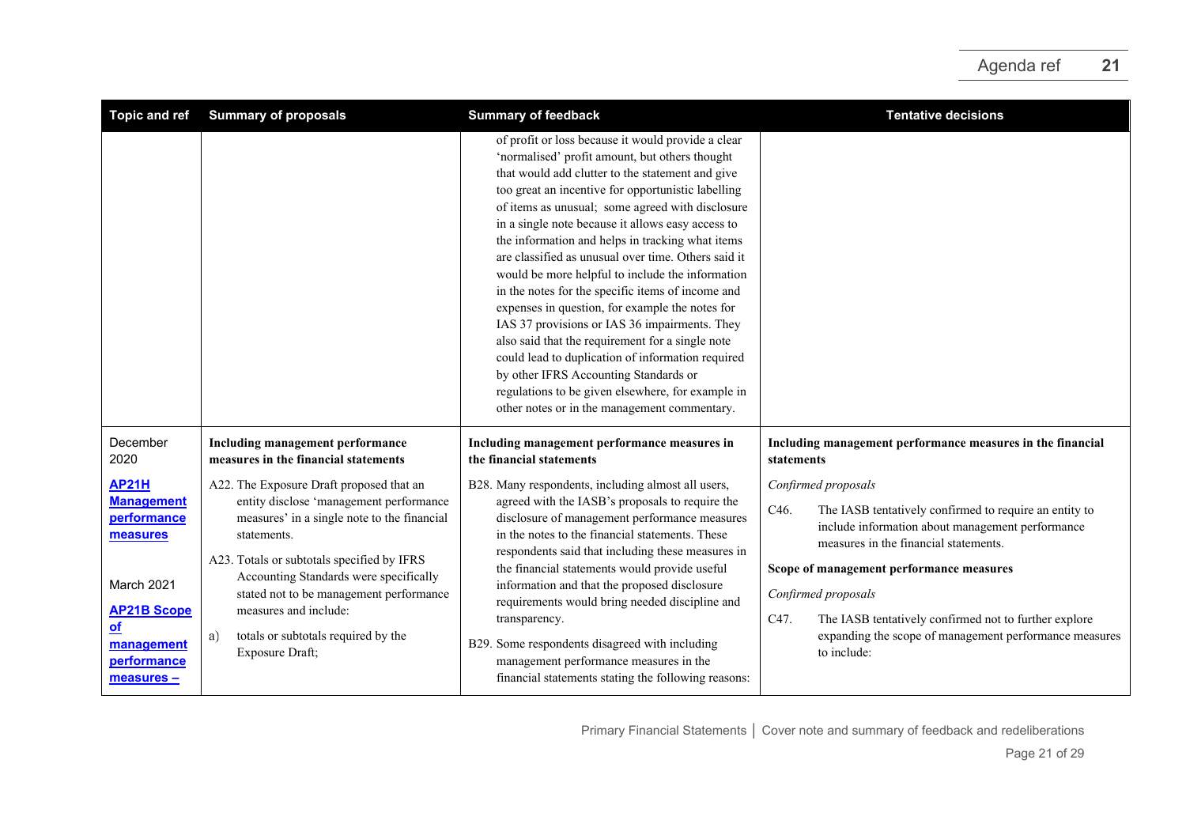| Topic and ref | Summary of proposals | Summary of feedback | Tentative decisions |
|---|---|---|---|
| | | of profit or loss because it would provide a clear 'normalised' profit amount, but others thought that would add clutter to the statement and give too great an incentive for opportunistic labelling of items as unusual; some agreed with disclosure in a single note because it allows easy access to the information and helps in tracking what items are classified as unusual over time. Others said it would be more helpful to include the information in the notes for the specific items of income and expenses in question, for example the notes for IAS 37 provisions or IAS 36 impairments. They also said that the requirement for a single note could lead to duplication of information required by other IFRS Accounting Standards or regulations to be given elsewhere, for example in other notes or in the management commentary. | |
| December 2020<br><br>**AP21H Management performance measures**<br><br>March 2021<br><br>**AP21B Scope of management performance measures –** | **Including management performance measures in the financial statements**<br><br>A22. The Exposure Draft proposed that an entity disclose 'management performance measures' in a single note to the financial statements.<br><br>A23. Totals or subtotals specified by IFRS Accounting Standards were specifically stated not to be management performance measures and include:<br><br>a) totals or subtotals required by the Exposure Draft; | **Including management performance measures in the financial statements**<br><br>B28. Many respondents, including almost all users, agreed with the IASB's proposals to require the disclosure of management performance measures in the notes to the financial statements. These respondents said that including these measures in the financial statements would provide useful information and that the proposed disclosure requirements would bring needed discipline and transparency.<br><br>B29. Some respondents disagreed with including management performance measures in the financial statements stating the following reasons: | **Including management performance measures in the financial statements**<br><br>*Confirmed proposals*<br><br>C46. The IASB tentatively confirmed to require an entity to include information about management performance measures in the financial statements.<br><br>**Scope of management performance measures**<br><br>*Confirmed proposals*<br><br>C47. The IASB tentatively confirmed not to further explore expanding the scope of management performance measures to include: |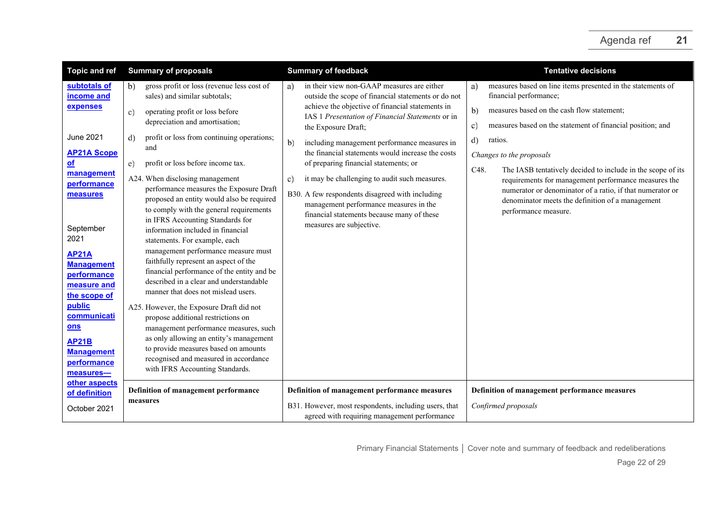| Topic and ref | Summary of proposals | Summary of feedback | Tentative decisions |
|---|---|---|---|
| **subtotals of income and expenses**<br><br>June 2021<br><br>**AP21A Scope of management performance measures**<br><br>September 2021<br><br>**AP21A Management performance measure and the scope of public communications**<br><br>**AP21B Management performance measures—other aspects of definition**<br><br>October 2021 | b) gross profit or loss (revenue less cost of sales) and similar subtotals;<br><br>c) operating profit or loss before depreciation and amortisation;<br><br>d) profit or loss from continuing operations; and<br><br>e) profit or loss before income tax.<br><br>A24. When disclosing management performance measures the Exposure Draft proposed an entity would also be required to comply with the general requirements in IFRS Accounting Standards for information included in financial statements. For example, each management performance measure must faithfully represent an aspect of the financial performance of the entity and be described in a clear and understandable manner that does not mislead users.<br><br>A25. However, the Exposure Draft did not propose additional restrictions on management performance measures, such as only allowing an entity's management to provide measures based on amounts recognised and measured in accordance with IFRS Accounting Standards. | a) in their view non-GAAP measures are either outside the scope of financial statements or do not achieve the objective of financial statements in IAS 1 *Presentation of Financial Statements* or in the Exposure Draft;<br><br>b) including management performance measures in the financial statements would increase the costs of preparing financial statements; or<br><br>c) it may be challenging to audit such measures.<br><br>B30. A few respondents disagreed with including management performance measures in the financial statements because many of these measures are subjective. | a) measures based on line items presented in the statements of financial performance;<br><br>b) measures based on the cash flow statement;<br><br>c) measures based on the statement of financial position; and<br><br>d) ratios.<br><br>*Changes to the proposals*<br><br>C48. The IASB tentatively decided to include in the scope of its requirements for management performance measures the numerator or denominator of a ratio, if that numerator or denominator meets the definition of a management performance measure. |
| | **Definition of management performance measures** | **Definition of management performance measures**<br><br>B31. However, most respondents, including users, that agreed with requiring management performance | **Definition of management performance measures**<br><br>*Confirmed proposals* |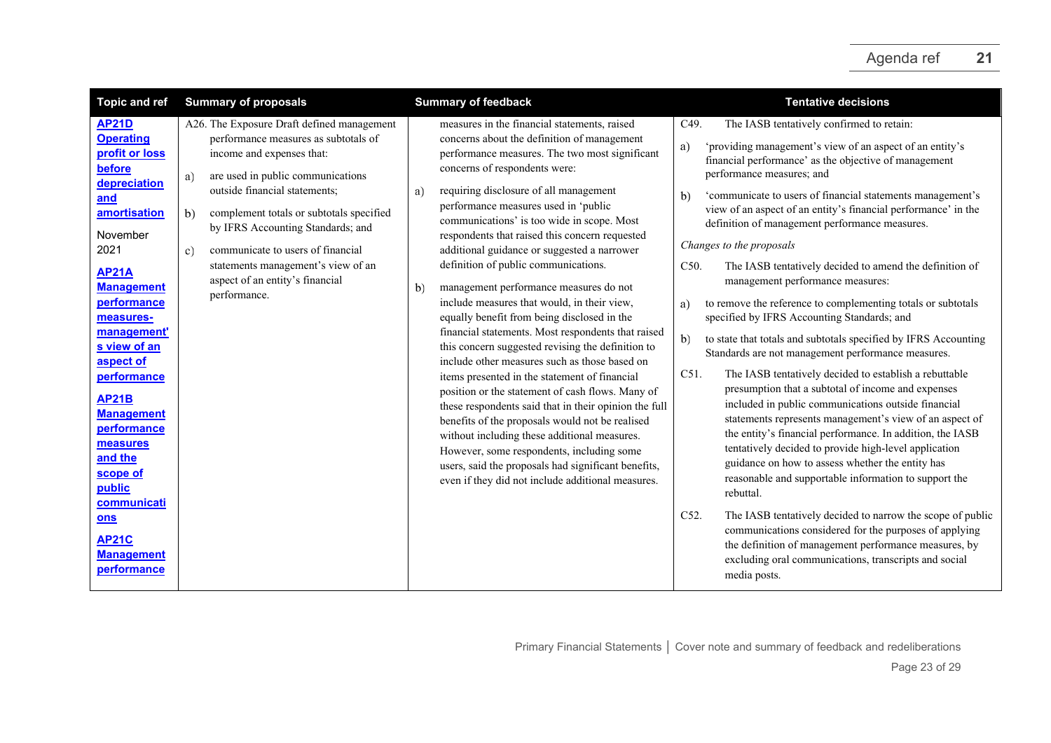| Topic and ref | Summary of proposals | Summary of feedback | Tentative decisions |
|---|---|---|---|
| **AP21D Operating profit or loss before depreciation and amortisation**<br><br>November 2021<br><br>**AP21A Management performance measures-management's view of an aspect of performance**<br><br>**AP21B Management performance measures and the scope of public communications**<br><br>**AP21C Management performance** | A26. The Exposure Draft defined management performance measures as subtotals of income and expenses that:<br><br>a) are used in public communications outside financial statements;<br><br>b) complement totals or subtotals specified by IFRS Accounting Standards; and<br><br>c) communicate to users of financial statements management's view of an aspect of an entity's financial performance. | measures in the financial statements, raised concerns about the definition of management performance measures. The two most significant concerns of respondents were:<br><br>a) requiring disclosure of all management performance measures used in 'public communications' is too wide in scope. Most respondents that raised this concern requested additional guidance or suggested a narrower definition of public communications.<br><br>b) management performance measures do not include measures that would, in their view, equally benefit from being disclosed in the financial statements. Most respondents that raised this concern suggested revising the definition to include other measures such as those based on items presented in the statement of financial position or the statement of cash flows. Many of these respondents said that in their opinion the full benefits of the proposals would not be realised without including these additional measures. However, some respondents, including some users, said the proposals had significant benefits, even if they did not include additional measures. | C49. The IASB tentatively confirmed to retain:<br><br>a) 'providing management's view of an aspect of an entity's financial performance' as the objective of management performance measures; and<br><br>b) 'communicate to users of financial statements management's view of an aspect of an entity's financial performance' in the definition of management performance measures.<br><br>*Changes to the proposals*<br><br>C50. The IASB tentatively decided to amend the definition of management performance measures:<br><br>a) to remove the reference to complementing totals or subtotals specified by IFRS Accounting Standards; and<br><br>b) to state that totals and subtotals specified by IFRS Accounting Standards are not management performance measures.<br><br>C51. The IASB tentatively decided to establish a rebuttable presumption that a subtotal of income and expenses included in public communications outside financial statements represents management's view of an aspect of the entity's financial performance. In addition, the IASB tentatively decided to provide high-level application guidance on how to assess whether the entity has reasonable and supportable information to support the rebuttal.<br><br>C52. The IASB tentatively decided to narrow the scope of public communications considered for the purposes of applying the definition of management performance measures, by excluding oral communications, transcripts and social media posts. |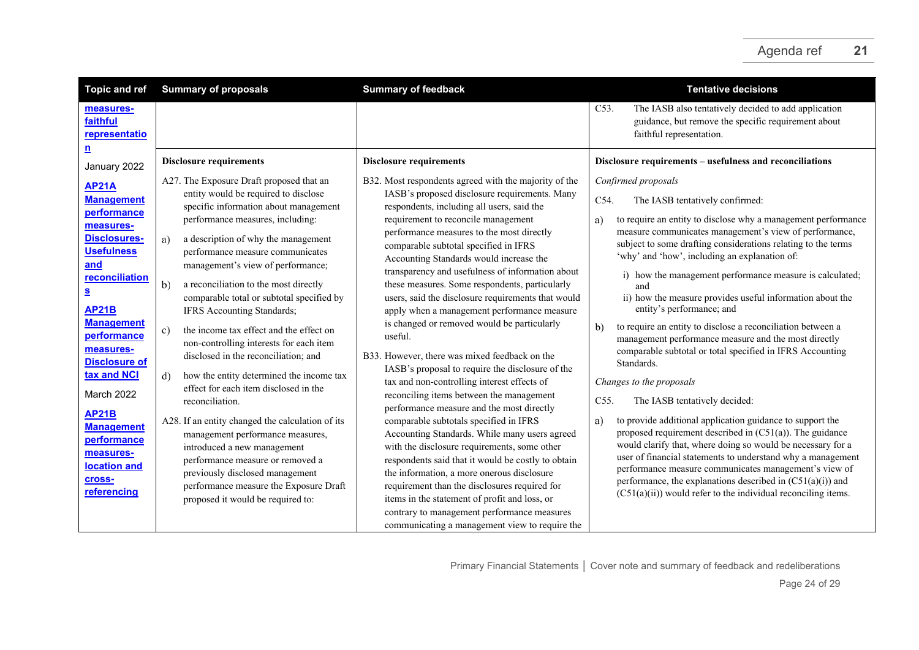| Topic and ref | Summary of proposals | Summary of feedback | Tentative decisions |
|---|---|---|---|
| **measures-faithful representation** | | | C53. The IASB also tentatively decided to add application guidance, but remove the specific requirement about faithful representation. |
| January 2022<br><br>**AP21A Management performance measures-Disclosures-Usefulness and reconciliations**<br><br>**AP21B Management performance measures-Disclosure of tax and NCI**<br><br>March 2022<br><br>**AP21B Management performance measures-location and cross-referencing** | **Disclosure requirements**<br><br>A27. The Exposure Draft proposed that an entity would be required to disclose specific information about management performance measures, including:<br><br>a) a description of why the management performance measure communicates management's view of performance;<br><br>b) a reconciliation to the most directly comparable total or subtotal specified by IFRS Accounting Standards;<br><br>c) the income tax effect and the effect on non-controlling interests for each item disclosed in the reconciliation; and<br><br>d) how the entity determined the income tax effect for each item disclosed in the reconciliation.<br><br>A28. If an entity changed the calculation of its management performance measures, introduced a new management performance measure or removed a previously disclosed management performance measure the Exposure Draft proposed it would be required to: | **Disclosure requirements**<br><br>B32. Most respondents agreed with the majority of the IASB's proposed disclosure requirements. Many respondents, including all users, said the requirement to reconcile management performance measures to the most directly comparable subtotal specified in IFRS Accounting Standards would increase the transparency and usefulness of information about these measures. Some respondents, particularly users, said the disclosure requirements that would apply when a management performance measure is changed or removed would be particularly useful.<br><br>B33. However, there was mixed feedback on the IASB's proposal to require the disclosure of the tax and non-controlling interest effects of reconciling items between the management performance measure and the most directly comparable subtotals specified in IFRS Accounting Standards. While many users agreed with the disclosure requirements, some other respondents said that it would be costly to obtain the information, a more onerous disclosure requirement than the disclosures required for items in the statement of profit and loss, or contrary to management performance measures communicating a management view to require the | **Disclosure requirements – usefulness and reconciliations**<br><br>*Confirmed proposals*<br><br>C54. The IASB tentatively confirmed:<br><br>a) to require an entity to disclose why a management performance measure communicates management's view of performance, subject to some drafting considerations relating to the terms 'why' and 'how', including an explanation of:<br>i) how the management performance measure is calculated; and<br>ii) how the measure provides useful information about the entity's performance; and<br><br>b) to require an entity to disclose a reconciliation between a management performance measure and the most directly comparable subtotal or total specified in IFRS Accounting Standards.<br><br>*Changes to the proposals*<br><br>C55. The IASB tentatively decided:<br><br>a) to provide additional application guidance to support the proposed requirement described in (C51(a)). The guidance would clarify that, where doing so would be necessary for a user of financial statements to understand why a management performance measure communicates management's view of performance, the explanations described in (C51(a)(i)) and (C51(a)(ii)) would refer to the individual reconciling items. |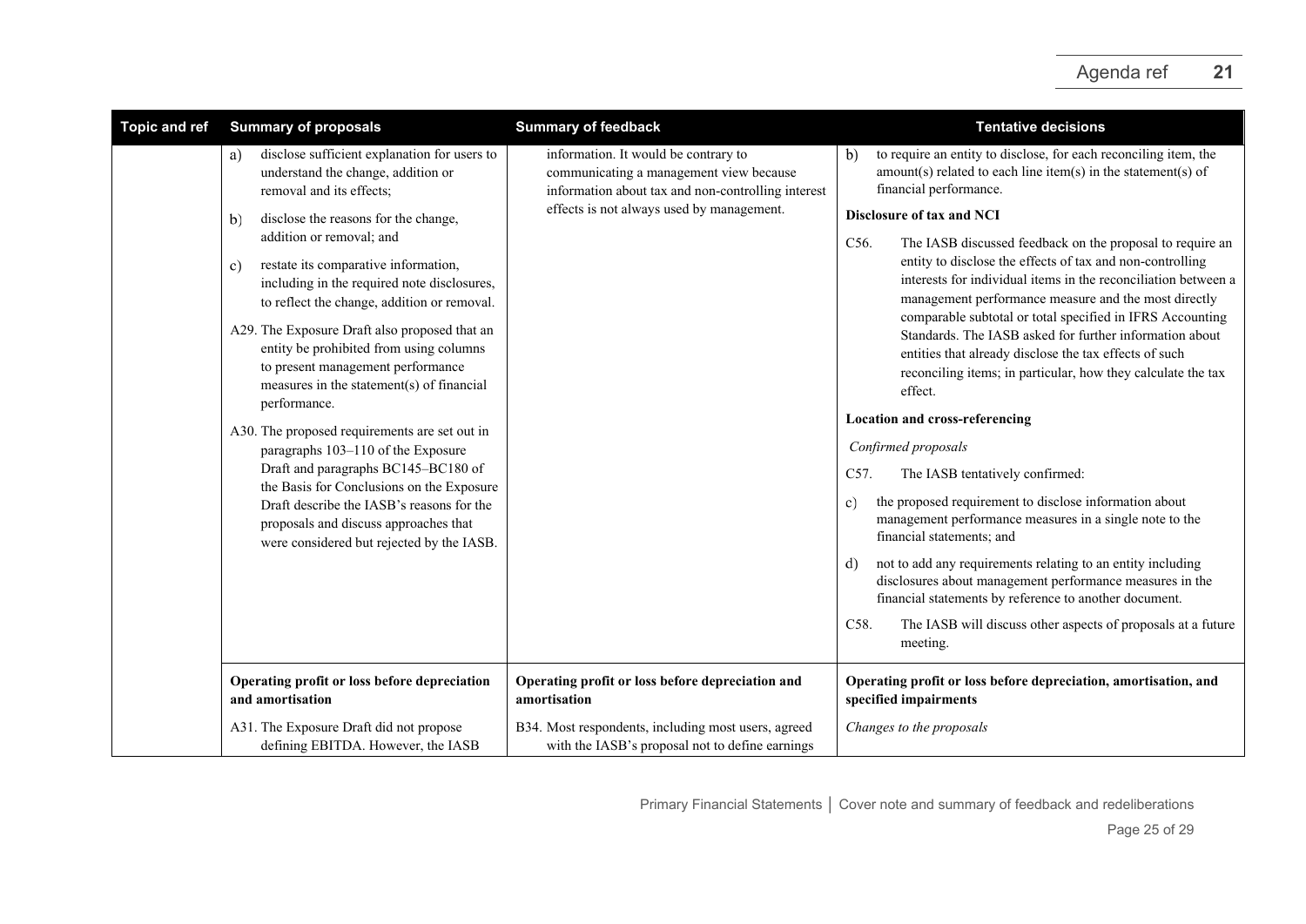| Topic and ref | Summary of proposals | Summary of feedback | Tentative decisions |
|---|---|---|---|
| | a) disclose sufficient explanation for users to understand the change, addition or removal and its effects;<br><br>b) disclose the reasons for the change, addition or removal; and<br><br>c) restate its comparative information, including in the required note disclosures, to reflect the change, addition or removal.<br><br>A29. The Exposure Draft also proposed that an entity be prohibited from using columns to present management performance measures in the statement(s) of financial performance.<br><br>A30. The proposed requirements are set out in paragraphs 103–110 of the Exposure Draft and paragraphs BC145–BC180 of the Basis for Conclusions on the Exposure Draft describe the IASB's reasons for the proposals and discuss approaches that were considered but rejected by the IASB. | information. It would be contrary to communicating a management view because information about tax and non-controlling interest effects is not always used by management. | b) to require an entity to disclose, for each reconciling item, the amount(s) related to each line item(s) in the statement(s) of financial performance.<br><br>**Disclosure of tax and NCI**<br><br>C56. The IASB discussed feedback on the proposal to require an entity to disclose the effects of tax and non-controlling interests for individual items in the reconciliation between a management performance measure and the most directly comparable subtotal or total specified in IFRS Accounting Standards. The IASB asked for further information about entities that already disclose the tax effects of such reconciling items; in particular, how they calculate the tax effect.<br><br>**Location and cross-referencing**<br><br>*Confirmed proposals*<br><br>C57. The IASB tentatively confirmed:<br><br>c) the proposed requirement to disclose information about management performance measures in a single note to the financial statements; and<br><br>d) not to add any requirements relating to an entity including disclosures about management performance measures in the financial statements by reference to another document.<br><br>C58. The IASB will discuss other aspects of proposals at a future meeting. |
| | **Operating profit or loss before depreciation and amortisation**<br><br>A31. The Exposure Draft did not propose defining EBITDA. However, the IASB | **Operating profit or loss before depreciation and amortisation**<br><br>B34. Most respondents, including most users, agreed with the IASB's proposal not to define earnings | **Operating profit or loss before depreciation, amortisation, and specified impairments**<br><br>*Changes to the proposals* |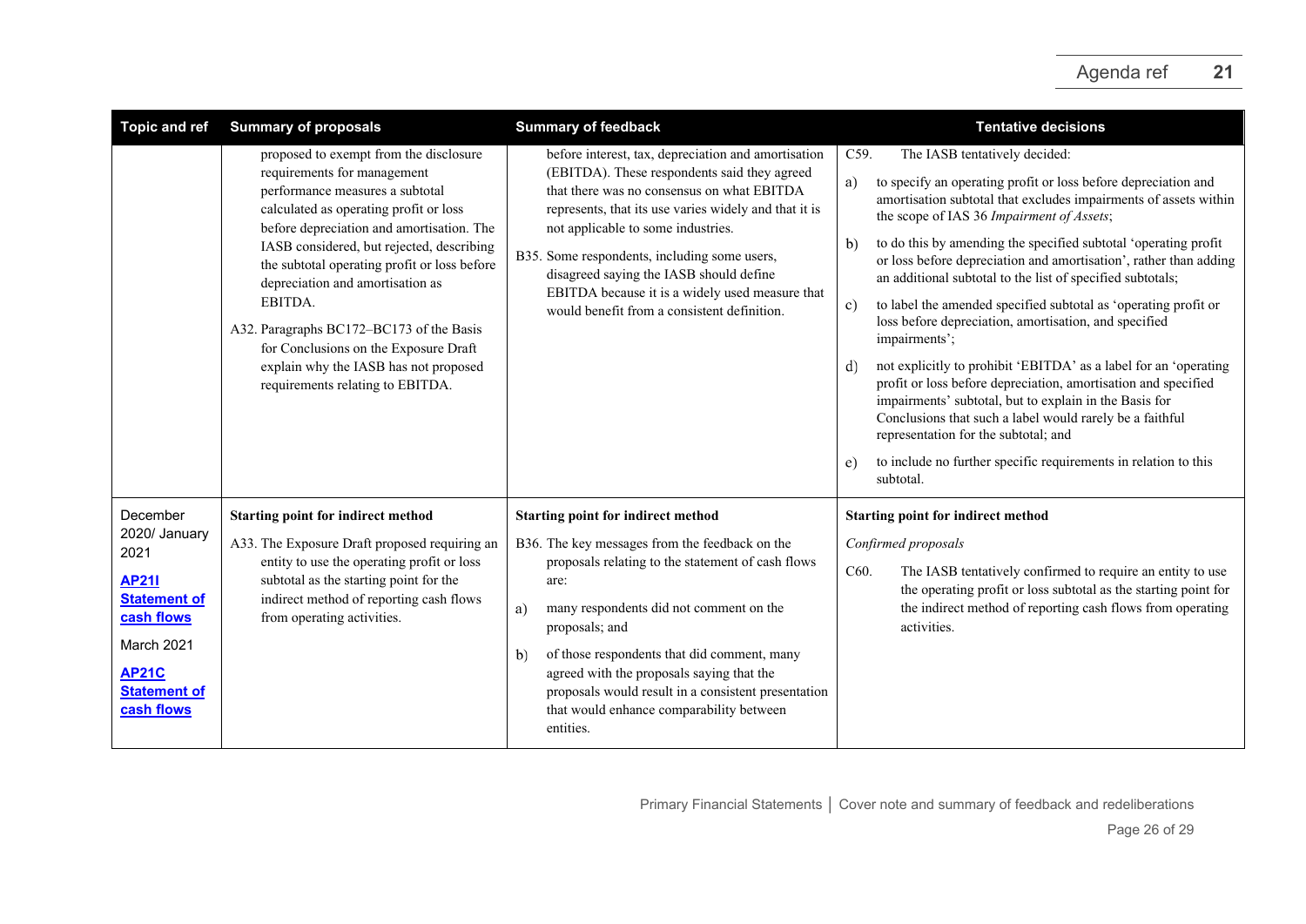| Topic and ref | Summary of proposals | Summary of feedback | Tentative decisions |
|---|---|---|---|
| | proposed to exempt from the disclosure requirements for management performance measures a subtotal calculated as operating profit or loss before depreciation and amortisation. The IASB considered, but rejected, describing the subtotal operating profit or loss before depreciation and amortisation as EBITDA.<br><br>A32. Paragraphs BC172–BC173 of the Basis for Conclusions on the Exposure Draft explain why the IASB has not proposed requirements relating to EBITDA. | before interest, tax, depreciation and amortisation (EBITDA). These respondents said they agreed that there was no consensus on what EBITDA represents, that its use varies widely and that it is not applicable to some industries.<br><br>B35. Some respondents, including some users, disagreed saying the IASB should define EBITDA because it is a widely used measure that would benefit from a consistent definition. | C59. The IASB tentatively decided:<br><br>a) to specify an operating profit or loss before depreciation and amortisation subtotal that excludes impairments of assets within the scope of IAS 36 *Impairment of Assets*;<br><br>b) to do this by amending the specified subtotal 'operating profit or loss before depreciation and amortisation', rather than adding an additional subtotal to the list of specified subtotals;<br><br>c) to label the amended specified subtotal as 'operating profit or loss before depreciation, amortisation, and specified impairments';<br><br>d) not explicitly to prohibit 'EBITDA' as a label for an 'operating profit or loss before depreciation, amortisation and specified impairments' subtotal, but to explain in the Basis for Conclusions that such a label would rarely be a faithful representation for the subtotal; and<br><br>e) to include no further specific requirements in relation to this subtotal. |
| December 2020/ January 2021<br><br>**AP21I Statement of cash flows**<br><br>March 2021<br><br>**AP21C Statement of cash flows** | **Starting point for indirect method**<br><br>A33. The Exposure Draft proposed requiring an entity to use the operating profit or loss subtotal as the starting point for the indirect method of reporting cash flows from operating activities. | **Starting point for indirect method**<br><br>B36. The key messages from the feedback on the proposals relating to the statement of cash flows are:<br><br>a) many respondents did not comment on the proposals; and<br><br>b) of those respondents that did comment, many agreed with the proposals saying that the proposals would result in a consistent presentation that would enhance comparability between entities. | **Starting point for indirect method**<br><br>*Confirmed proposals*<br><br>C60. The IASB tentatively confirmed to require an entity to use the operating profit or loss subtotal as the starting point for the indirect method of reporting cash flows from operating activities. |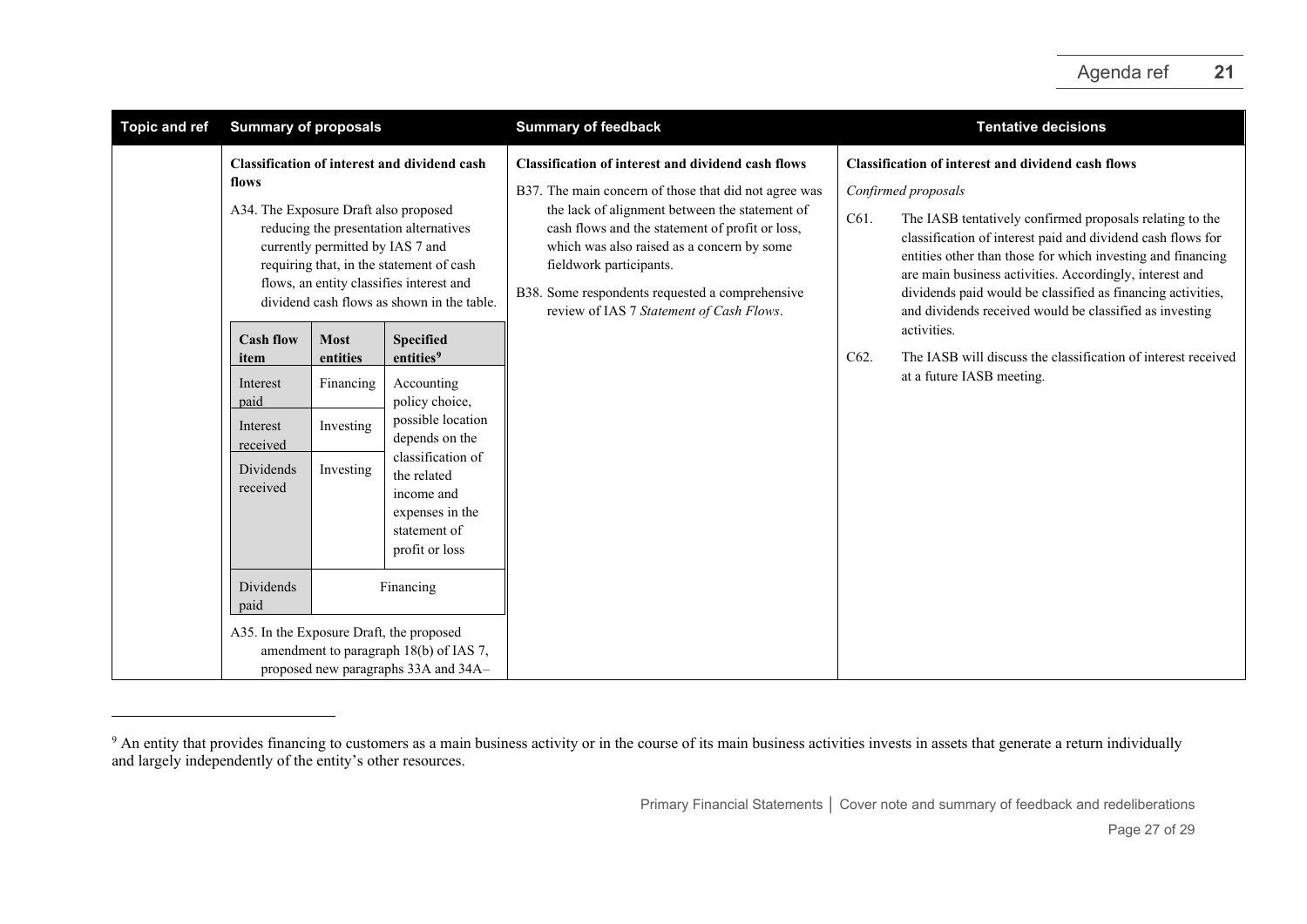| Topic and ref | Summary of proposals | Summary of feedback | Tentative decisions |
|---|---|---|---|
| | **Classification of interest and dividend cash flows**<br><br>A34. The Exposure Draft also proposed reducing the presentation alternatives currently permitted by IAS 7 and requiring that, in the statement of cash flows, an entity classifies interest and dividend cash flows as shown in the table.<br><br>*(see table below)*<br><br>A35. In the Exposure Draft, the proposed amendment to paragraph 18(b) of IAS 7, proposed new paragraphs 33A and 34A– | **Classification of interest and dividend cash flows**<br><br>B37. The main concern of those that did not agree was the lack of alignment between the statement of cash flows and the statement of profit or loss, which was also raised as a concern by some fieldwork participants.<br><br>B38. Some respondents requested a comprehensive review of IAS 7 *Statement of Cash Flows*. | **Classification of interest and dividend cash flows**<br><br>*Confirmed proposals*<br><br>C61. The IASB tentatively confirmed proposals relating to the classification of interest paid and dividend cash flows for entities other than those for which investing and financing are main business activities. Accordingly, interest and dividends paid would be classified as financing activities, and dividends received would be classified as investing activities.<br><br>C62. The IASB will discuss the classification of interest received at a future IASB meeting. |

| Cash flow item | Most entities | Specified entities[9] |
|---|---|---|
| Interest paid | Financing | Accounting policy choice, possible location depends on the classification of the related income and expenses in the statement of profit or loss |
| Interest received | Investing | |
| Dividends received | Investing | |
| Dividends paid | Financing | |

[9] An entity that provides financing to customers as a main business activity or in the course of its main business activities invests in assets that generate a return individually and largely independently of the entity's other resources.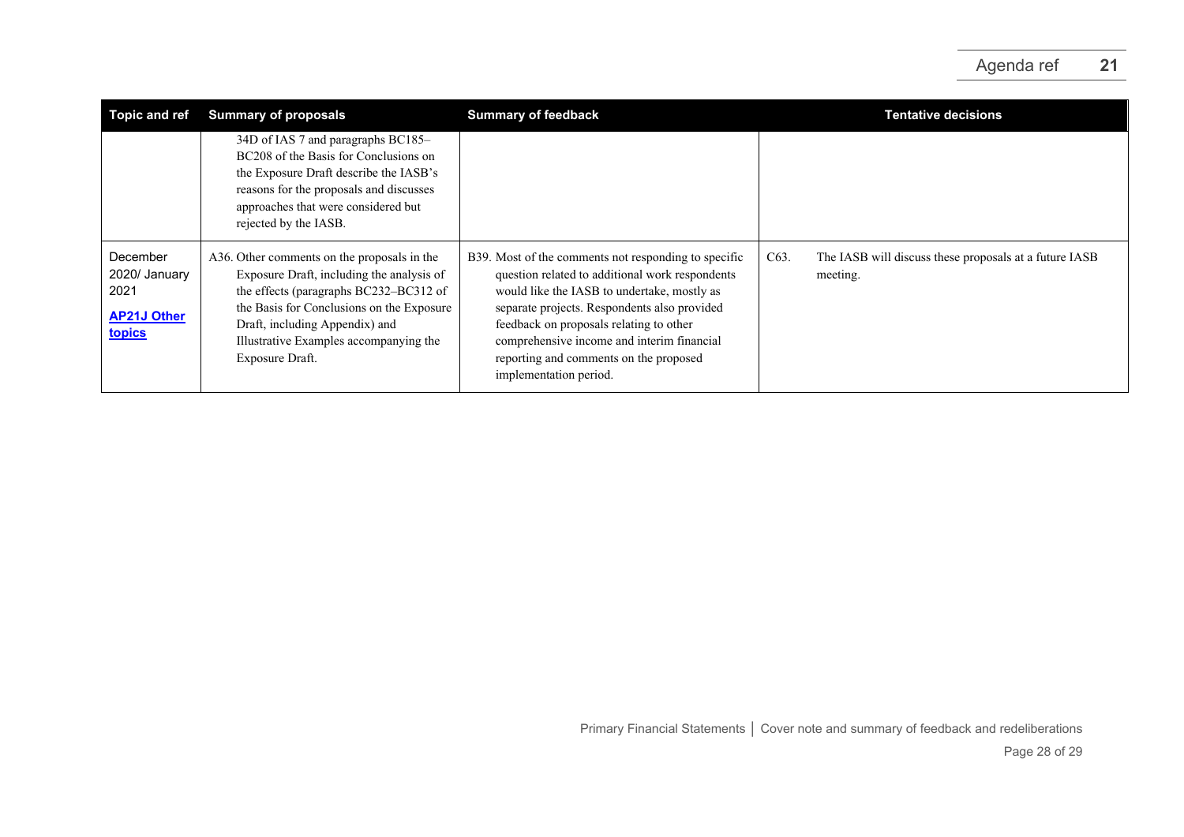| Topic and ref | Summary of proposals | Summary of feedback | Tentative decisions |
|---|---|---|---|
| | 34D of IAS 7 and paragraphs BC185–BC208 of the Basis for Conclusions on the Exposure Draft describe the IASB's reasons for the proposals and discusses approaches that were considered but rejected by the IASB. | | |
| December 2020/ January 2021 **AP21J Other topics** | A36. Other comments on the proposals in the Exposure Draft, including the analysis of the effects (paragraphs BC232–BC312 of the Basis for Conclusions on the Exposure Draft, including Appendix) and Illustrative Examples accompanying the Exposure Draft. | B39. Most of the comments not responding to specific question related to additional work respondents would like the IASB to undertake, mostly as separate projects. Respondents also provided feedback on proposals relating to other comprehensive income and interim financial reporting and comments on the proposed implementation period. | C63. The IASB will discuss these proposals at a future IASB meeting. |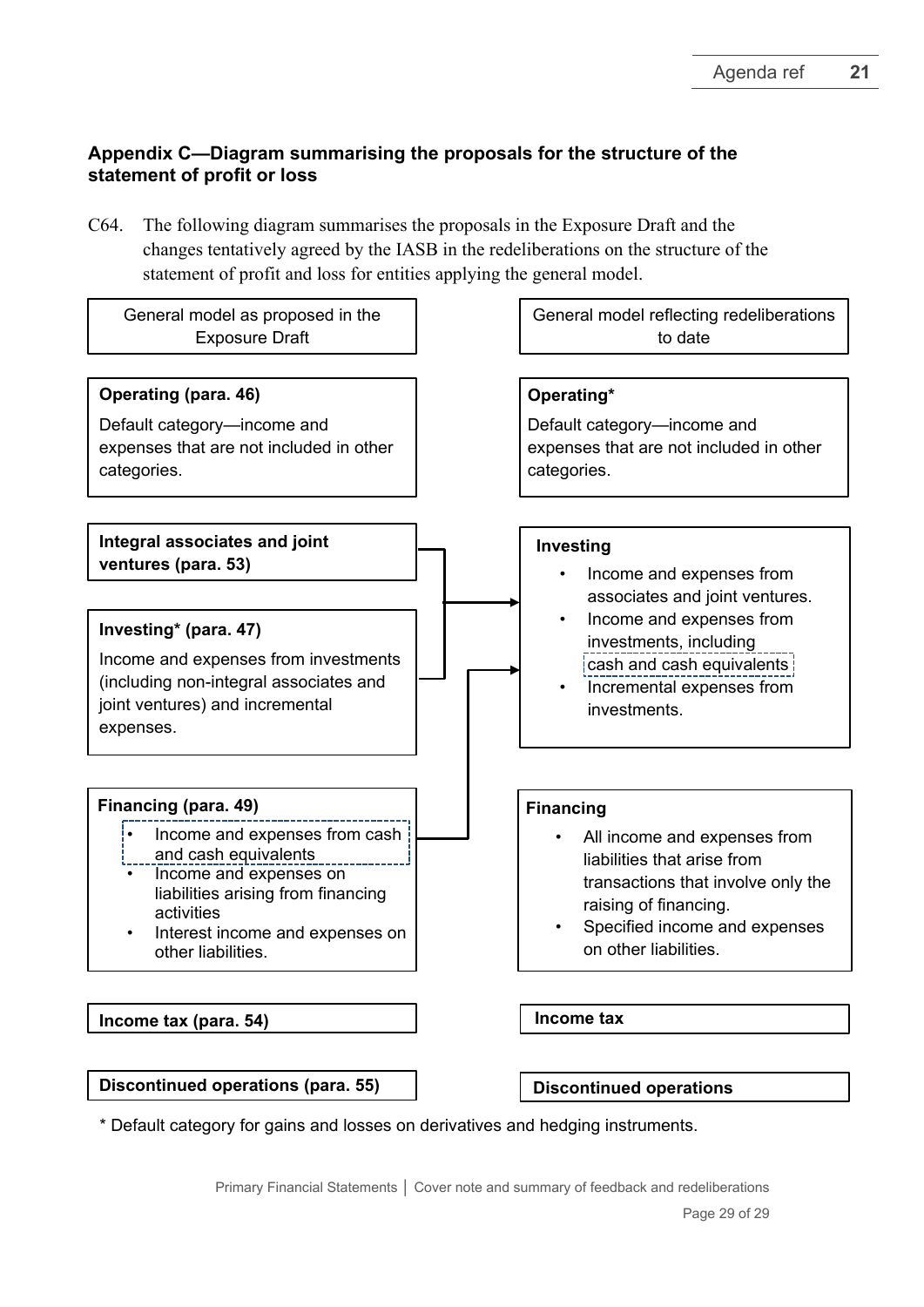## Appendix C—Diagram summarising the proposals for the structure of the statement of profit or loss

C64. The following diagram summarises the proposals in the Exposure Draft and the changes tentatively agreed by the IASB in the redeliberations on the structure of the statement of profit and loss for entities applying the general model.

General model as proposed in the Exposure Draft

**Operating (para. 46)**

Default category—income and expenses that are not included in other categories.

**Integral associates and joint ventures (para. 53)**

**Investing* (para. 47)**

Income and expenses from investments (including non-integral associates and joint ventures) and incremental expenses.

**Financing (para. 49)**

- Income and expenses from cash and cash equivalents
- Income and expenses on liabilities arising from financing activities
- Interest income and expenses on other liabilities.

**Income tax (para. 54)**

**Discontinued operations (para. 55)**

General model reflecting redeliberations to date

**Operating***

Default category—income and expenses that are not included in other categories.

**Investing**

- Income and expenses from associates and joint ventures.
- Income and expenses from investments, including cash and cash equivalents
- Incremental expenses from investments.

**Financing**

- All income and expenses from liabilities that arise from transactions that involve only the raising of financing.
- Specified income and expenses on other liabilities.

**Income tax**

**Discontinued operations**

\* Default category for gains and losses on derivatives and hedging instruments.